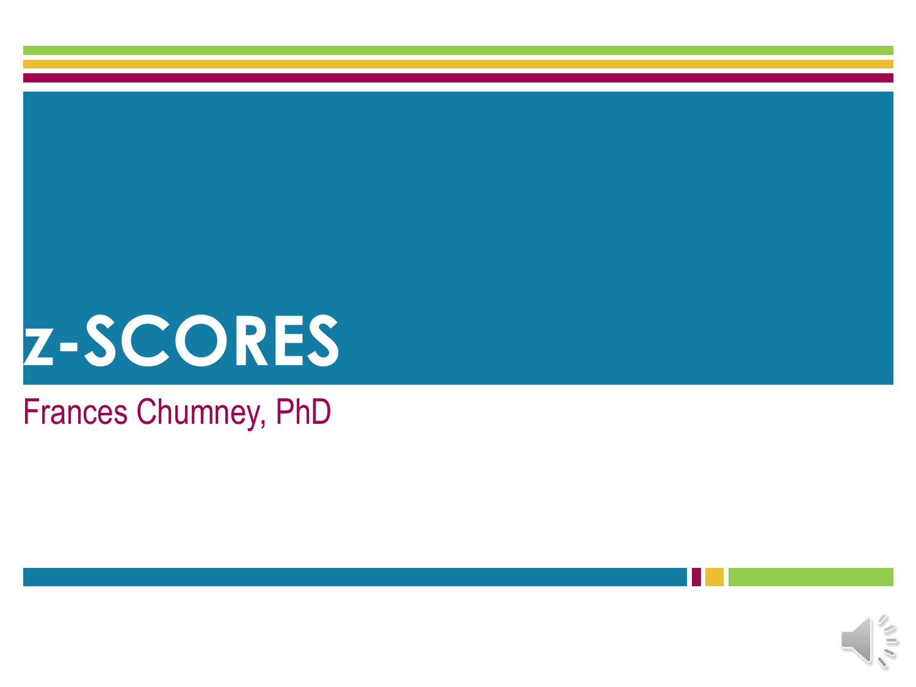# z-SCORES

Frances Chumney, PhD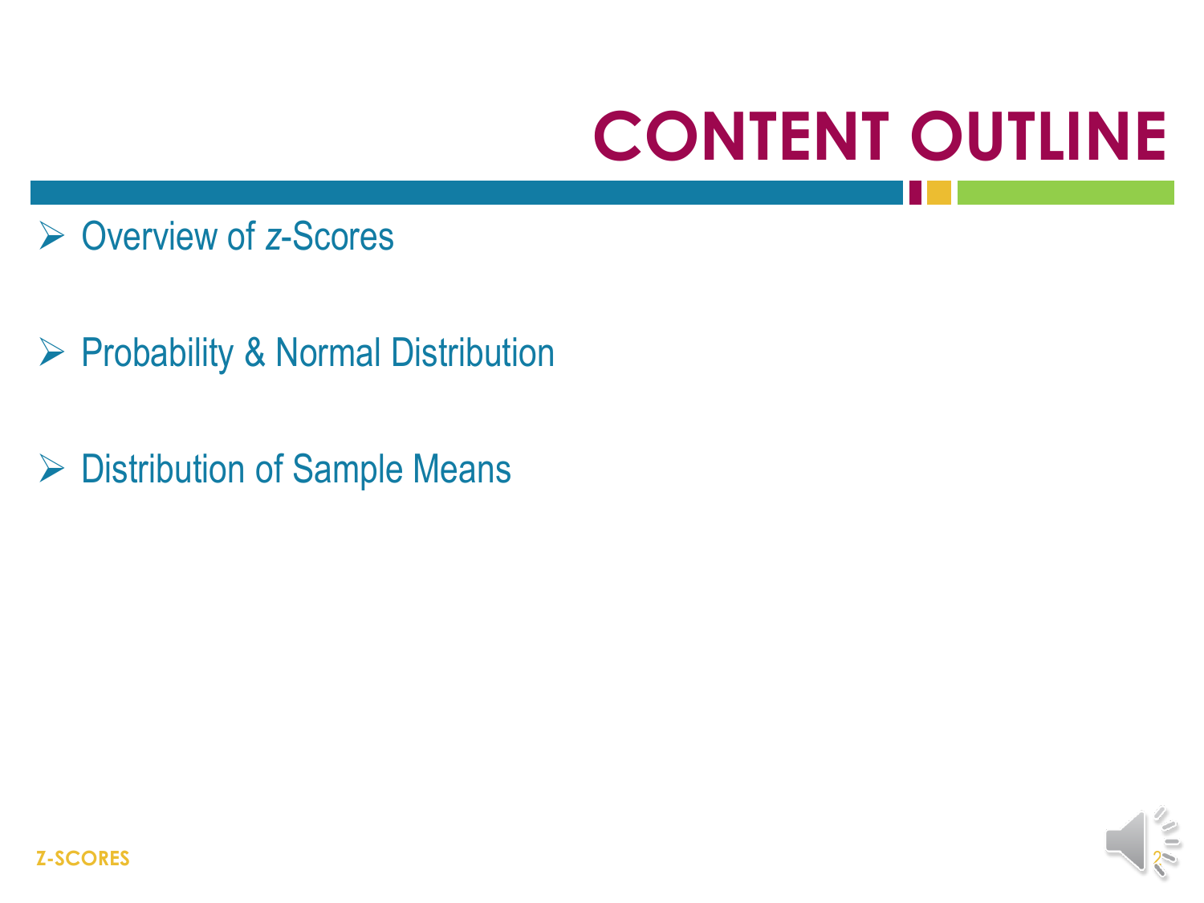# CONTENT OUTLINE

- Overview of *z*-Scores
- Probability & Normal Distribution
- Distribution of Sample Means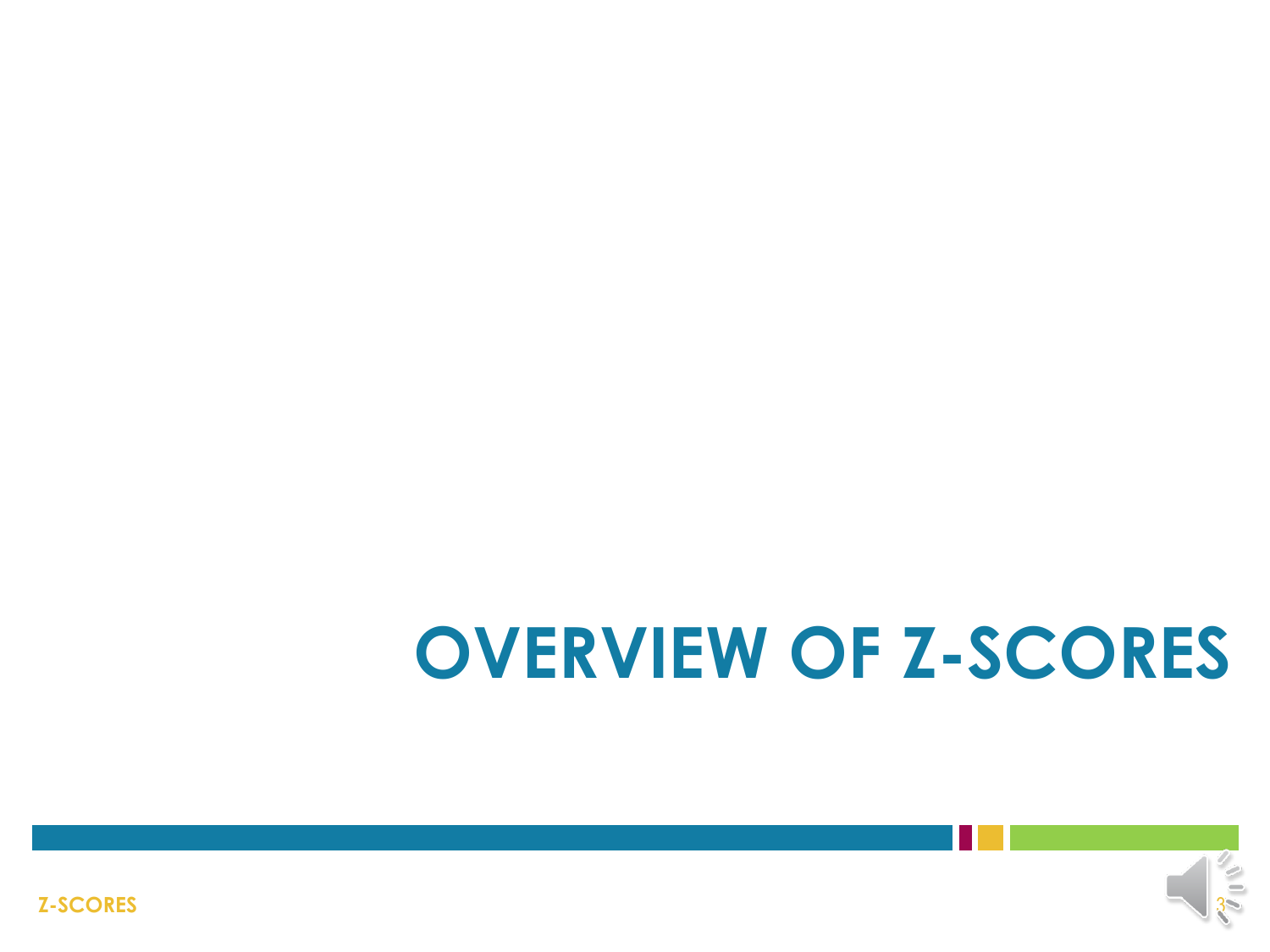# OVERVIEW OF Z-SCORES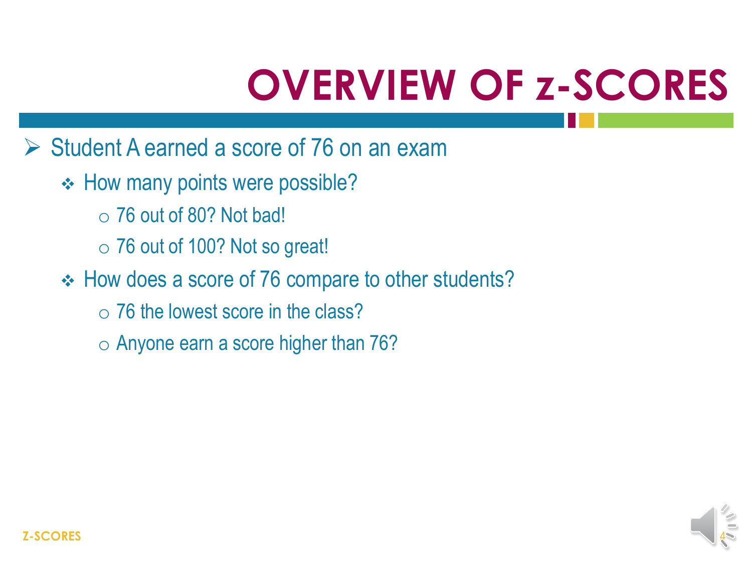# OVERVIEW OF z-SCORES

- Student A earned a score of 76 on an exam
  - How many points were possible?
    - 76 out of 80? Not bad!
    - 76 out of 100? Not so great!
  - How does a score of 76 compare to other students?
    - 76 the lowest score in the class?
    - Anyone earn a score higher than 76?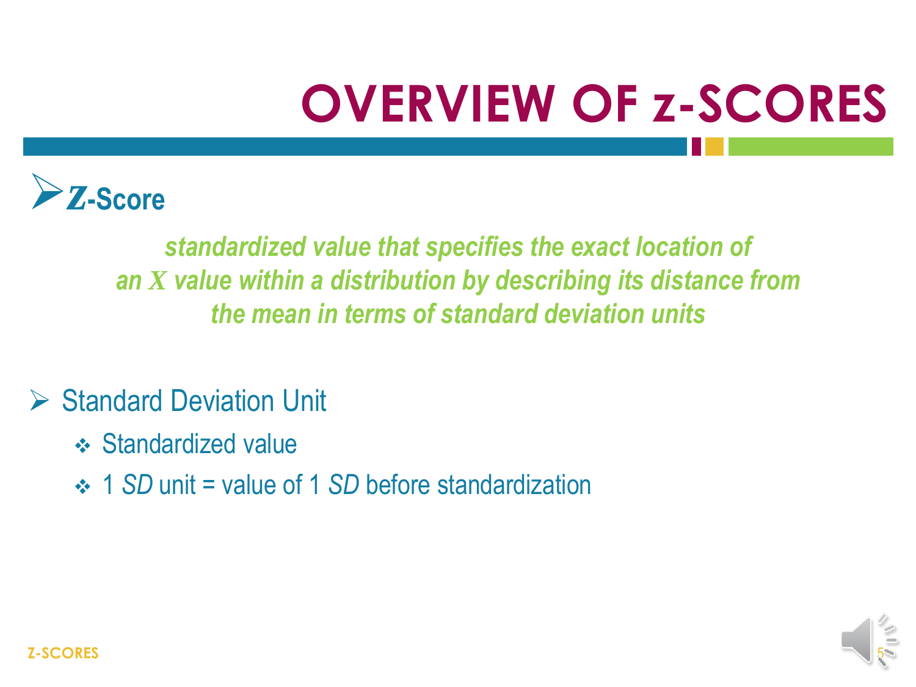# OVERVIEW OF z-SCORES

- ***Z*-Score**

  *standardized value that specifies the exact location of an $X$ value within a distribution by describing its distance from the mean in terms of standard deviation units*

- Standard Deviation Unit
  - Standardized value
  - 1 *SD* unit = value of 1 *SD* before standardization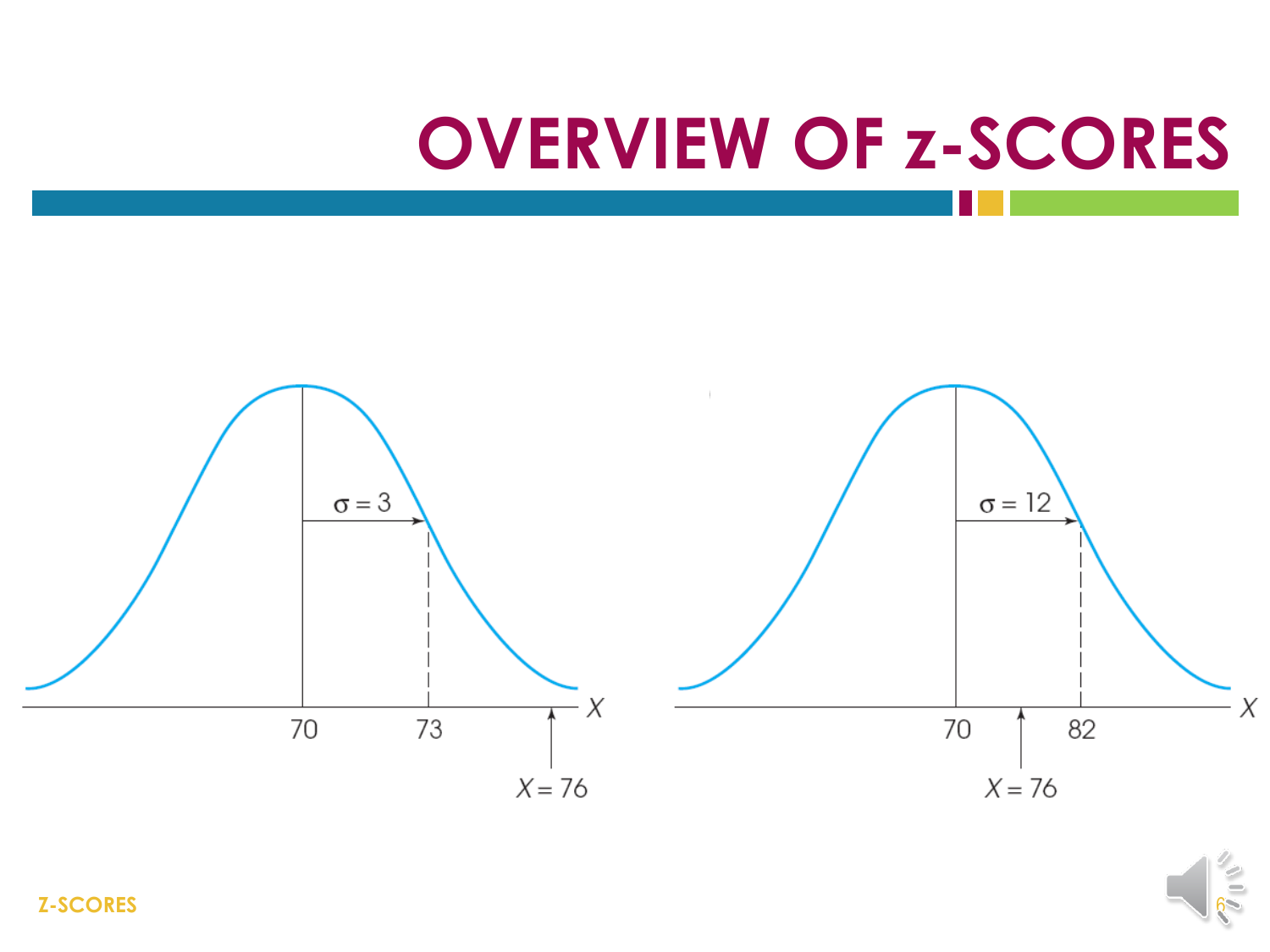# OVERVIEW OF z-SCORES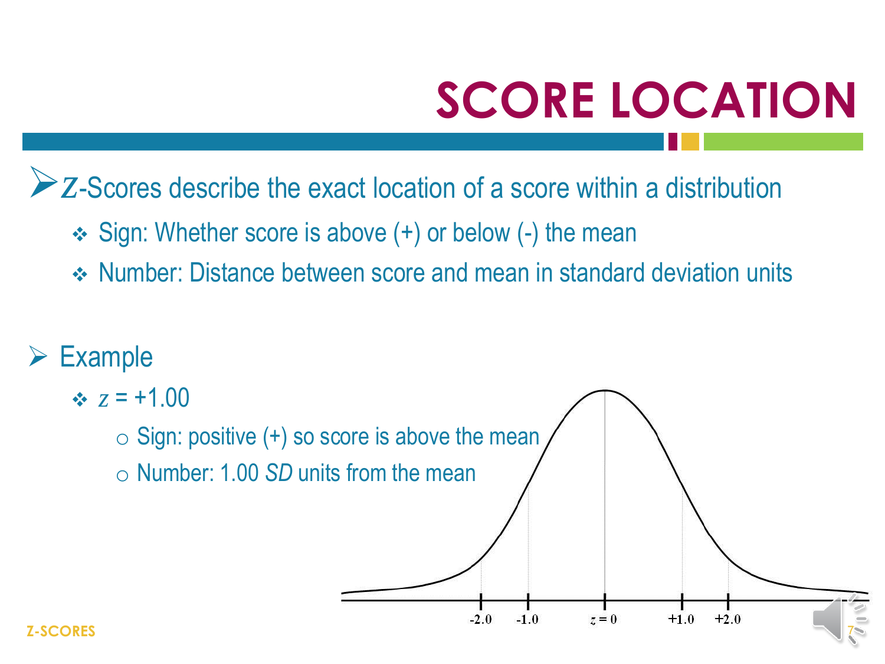# SCORE LOCATION

- $z$-Scores describe the exact location of a score within a distribution
  - Sign: Whether score is above (+) or below (-) the mean
  - Number: Distance between score and mean in standard deviation units

- Example
  - $z = +1.00$
    - Sign: positive (+) so score is above the mean
    - Number: 1.00 *SD* units from the mean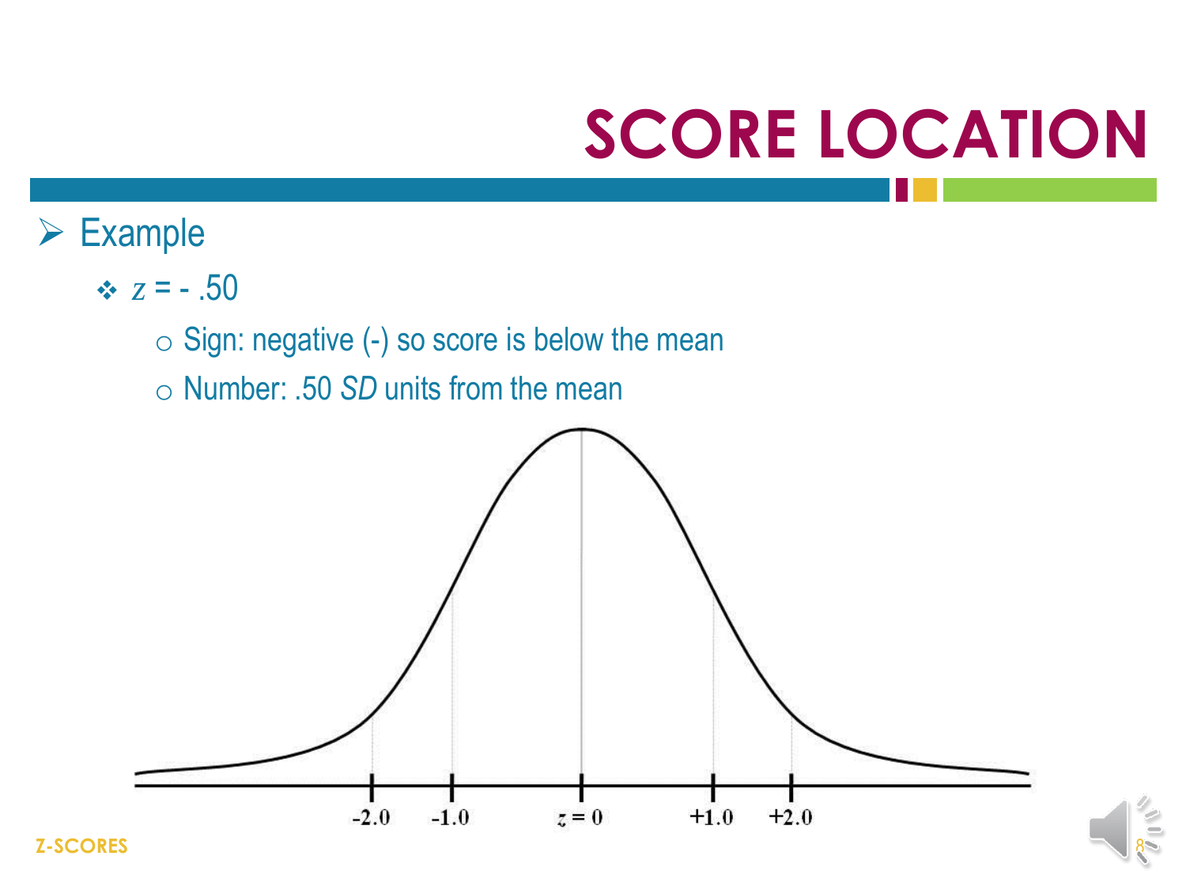# SCORE LOCATION

- Example
  - $z = -.50$
    - Sign: negative (-) so score is below the mean
    - Number: .50 *SD* units from the mean

-2.0 -1.0 $z = 0$ +1.0 +2.0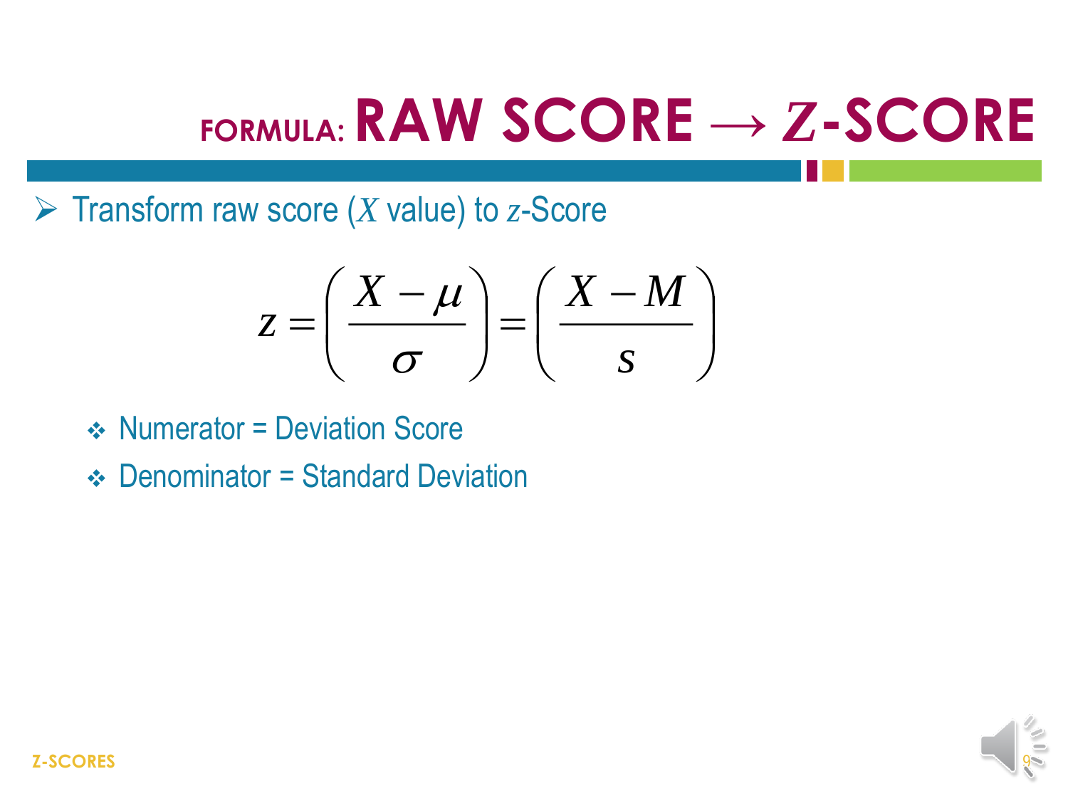# FORMULA: RAW SCORE → $Z$-SCORE

- Transform raw score ($X$ value) to $z$-Score

$$z = \left( \frac{X - \mu}{\sigma} \right) = \left( \frac{X - M}{s} \right)$$

  - Numerator = Deviation Score
  - Denominator = Standard Deviation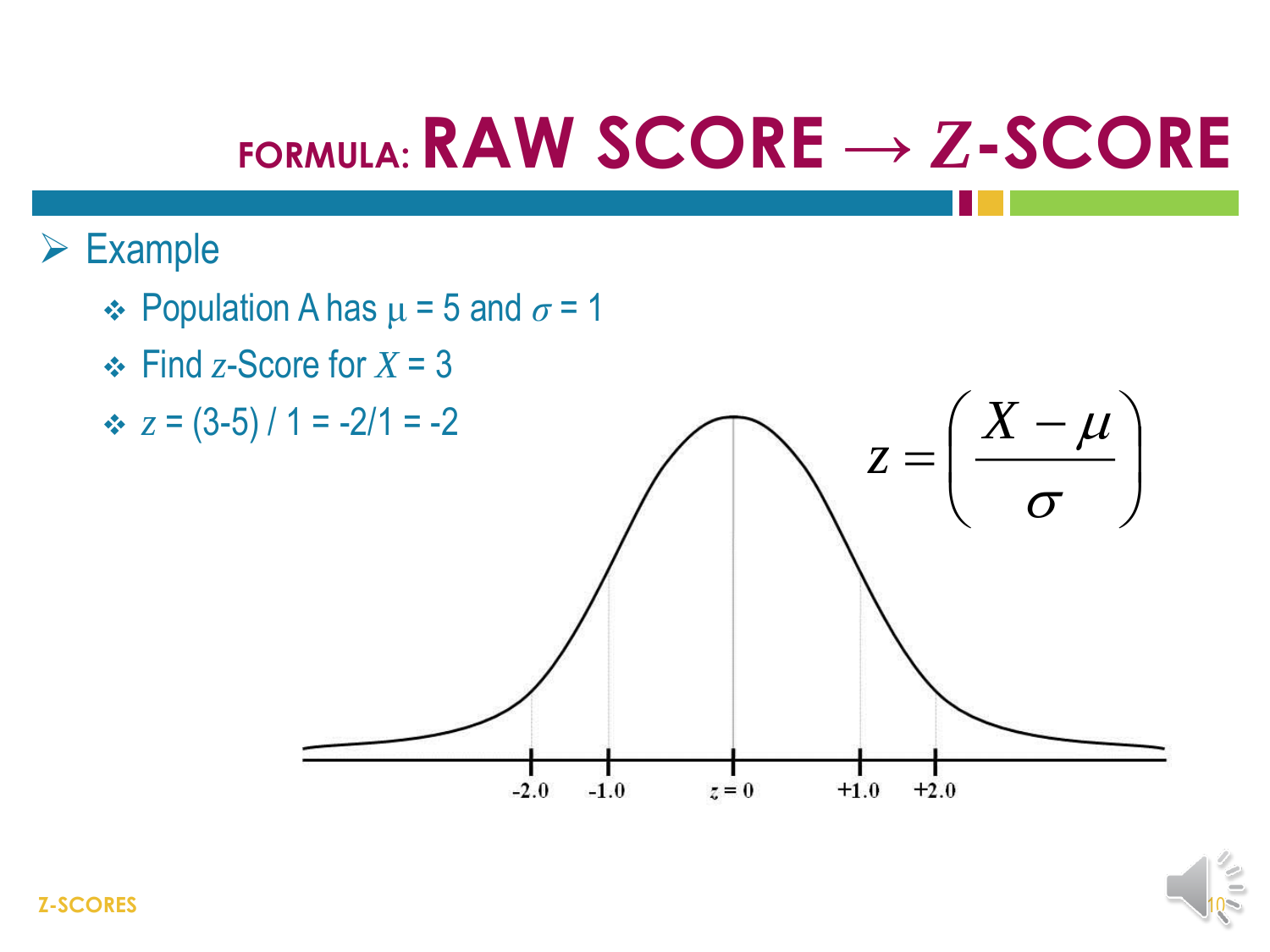# FORMULA: RAW SCORE → $Z$-SCORE

- Example
  - Population A has $\mu = 5$ and $\sigma = 1$
  - Find $z$-Score for $X = 3$
  - $z = (3-5) / 1 = -2/1 = -2$

$$z = \left( \frac{X - \mu}{\sigma} \right)$$

-2.0 -1.0 $z = 0$ +1.0 +2.0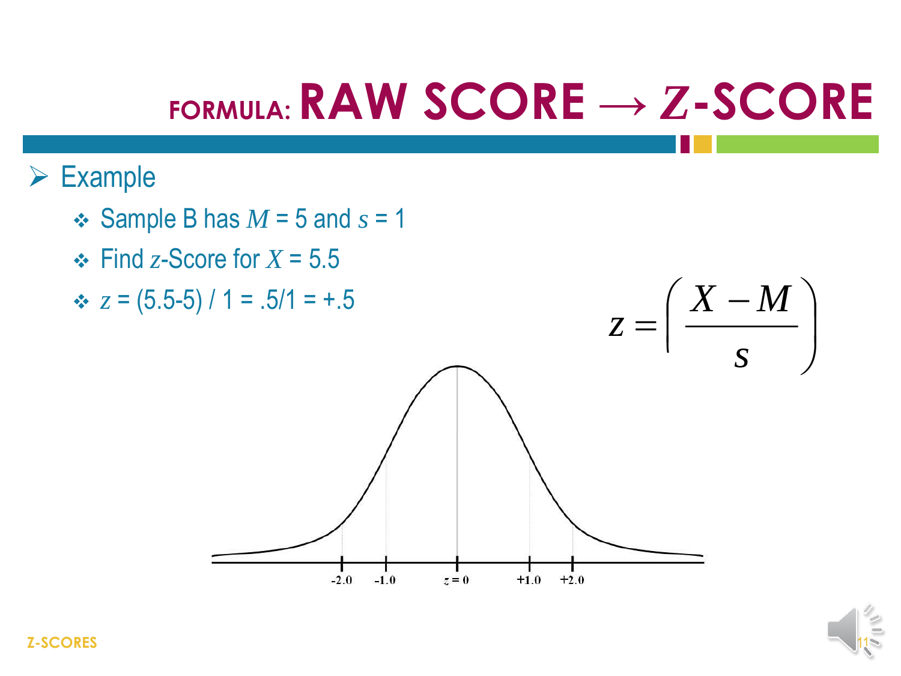# FORMULA: RAW SCORE → $Z$-SCORE

- Example
  - Sample B has $M$ = 5 and $s$ = 1
  - Find $z$-Score for $X$ = 5.5
  - $z$ = (5.5-5) / 1 = .5/1 = +.5

$$z = \left( \frac{X - M}{s} \right)$$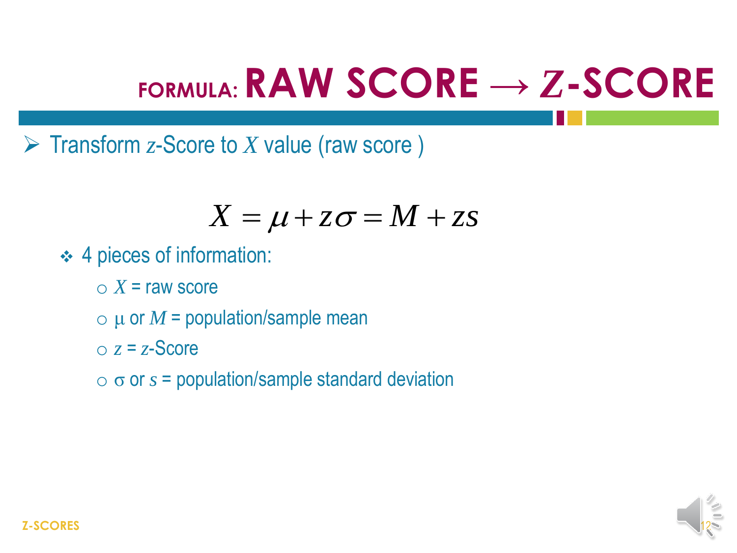# FORMULA: RAW SCORE → *Z*-SCORE

- Transform *z*-Score to *X* value (raw score )

$$X = \mu + z\sigma = M + zs$$

- 4 pieces of information:
  - $X$ = raw score
  - $\mu$ or $M$ = population/sample mean
  - $z$ = *z*-Score
  - $\sigma$ or $s$ = population/sample standard deviation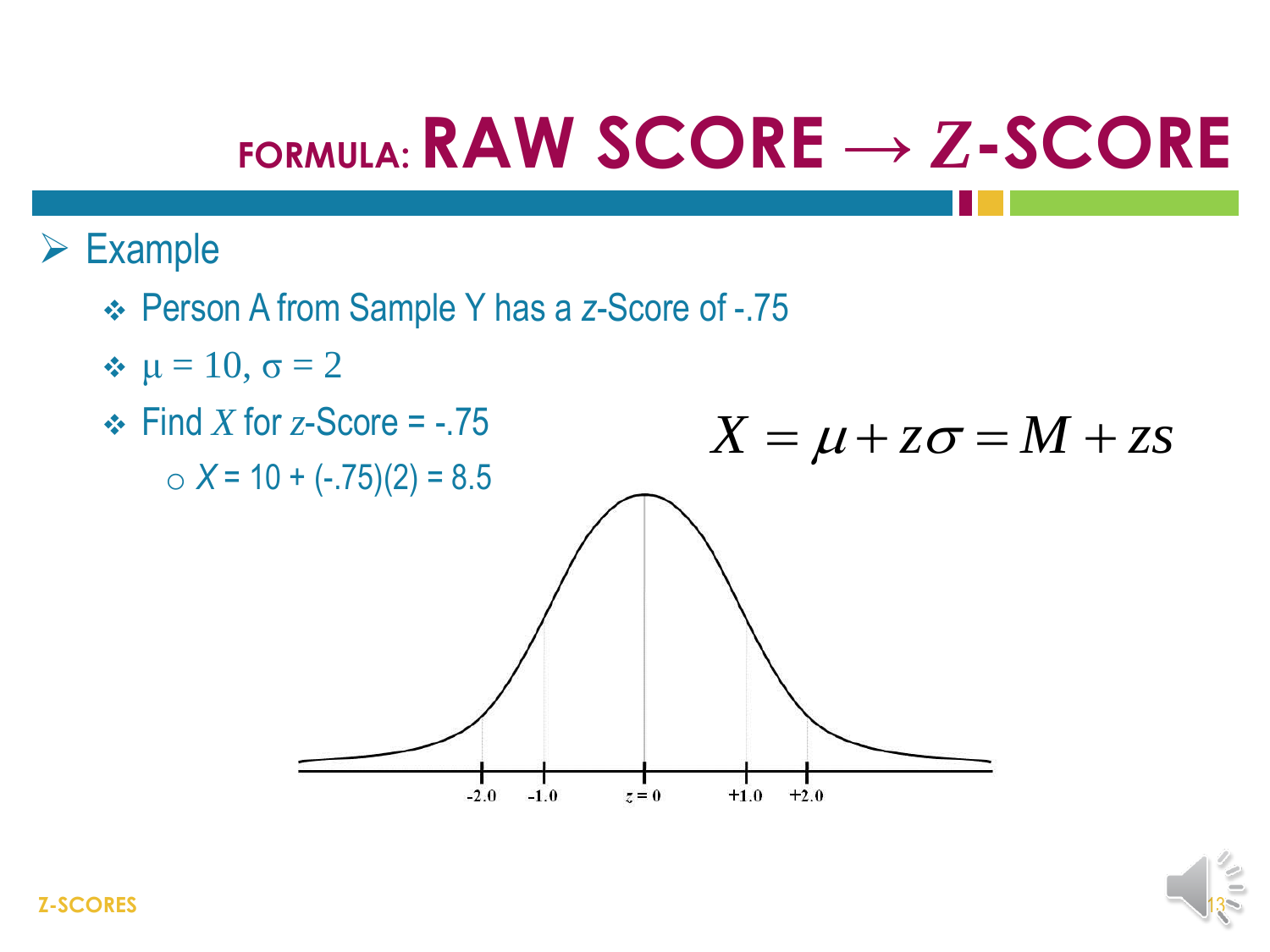# FORMULA: RAW SCORE → $Z$-SCORE

- Example
  - Person A from Sample Y has a $z$-Score of -.75
  - $\mu = 10, \sigma = 2$
  - Find $X$ for $z$-Score = -.75
    - $X = 10 + (-.75)(2) = 8.5$

$$X = \mu + z\sigma = M + zs$$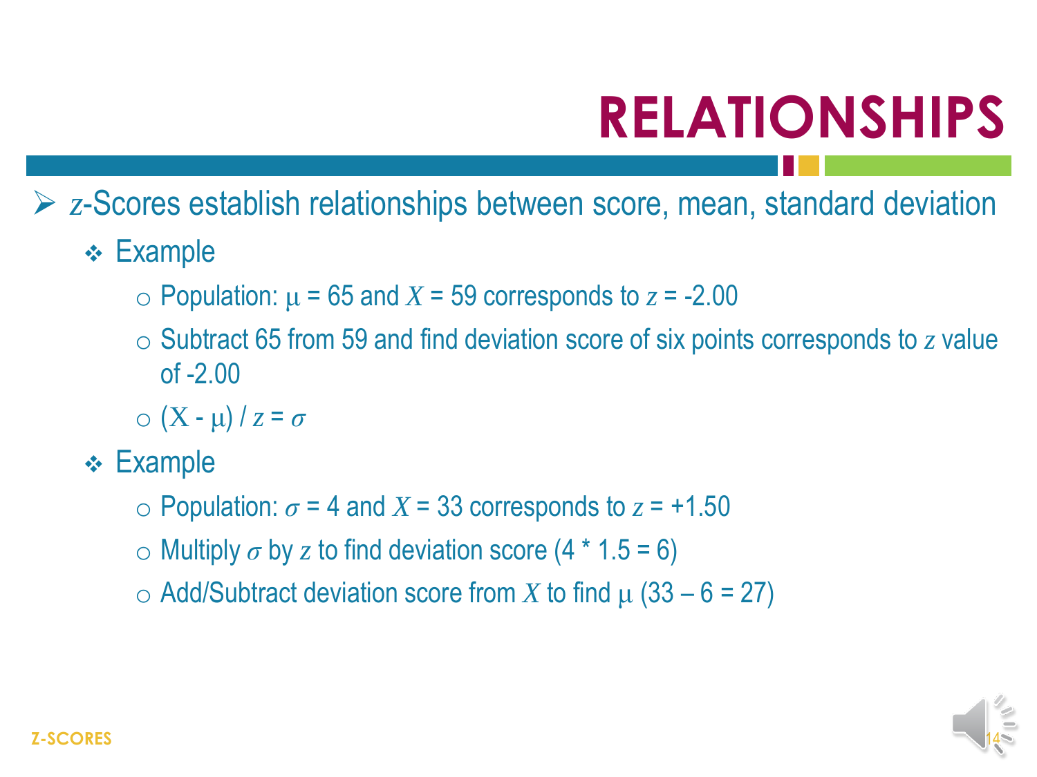# RELATIONSHIPS

- $z$-Scores establish relationships between score, mean, standard deviation
  - Example
    - Population: $\mu = 65$ and $X = 59$ corresponds to $z = -2.00$
    - Subtract 65 from 59 and find deviation score of six points corresponds to $z$ value of -2.00
    - $(X - \mu) / z = \sigma$
  - Example
    - Population: $\sigma = 4$ and $X = 33$ corresponds to $z = +1.50$
    - Multiply $\sigma$ by $z$ to find deviation score (4 * 1.5 = 6)
    - Add/Subtract deviation score from $X$ to find $\mu$ (33 – 6 = 27)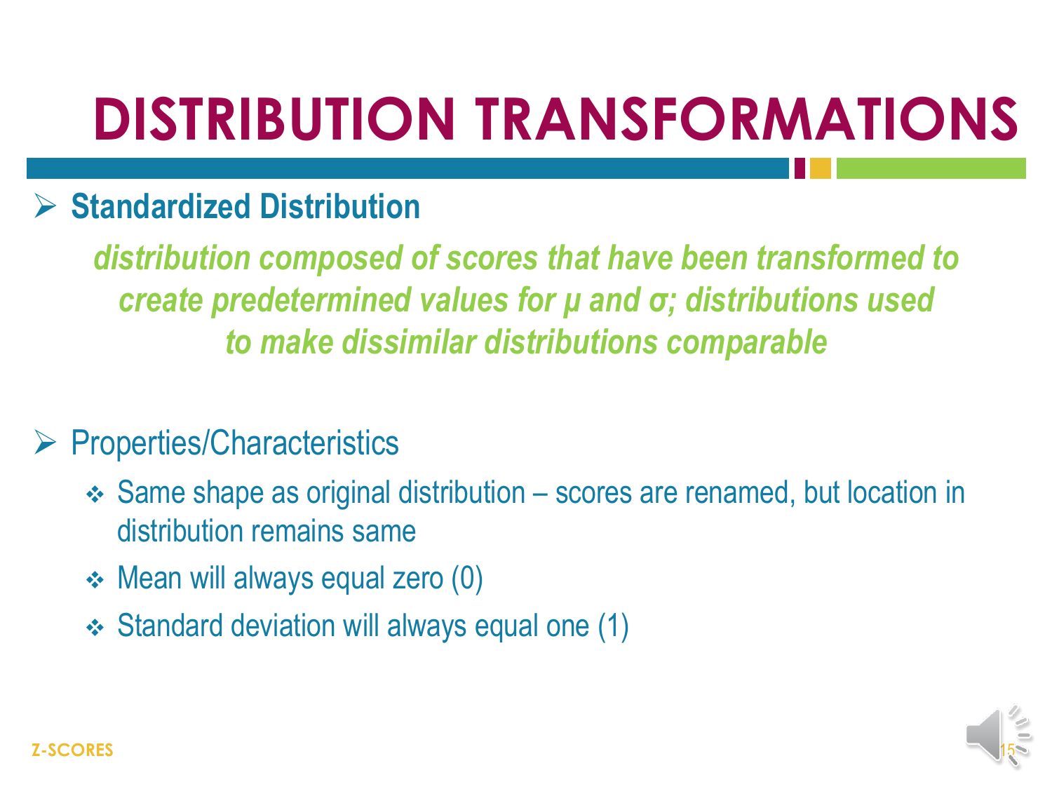# DISTRIBUTION TRANSFORMATIONS

- **Standardized Distribution**

  ***distribution composed of scores that have been transformed to create predetermined values for μ and σ; distributions used to make dissimilar distributions comparable***

- Properties/Characteristics
  - Same shape as original distribution – scores are renamed, but location in distribution remains same
  - Mean will always equal zero (0)
  - Standard deviation will always equal one (1)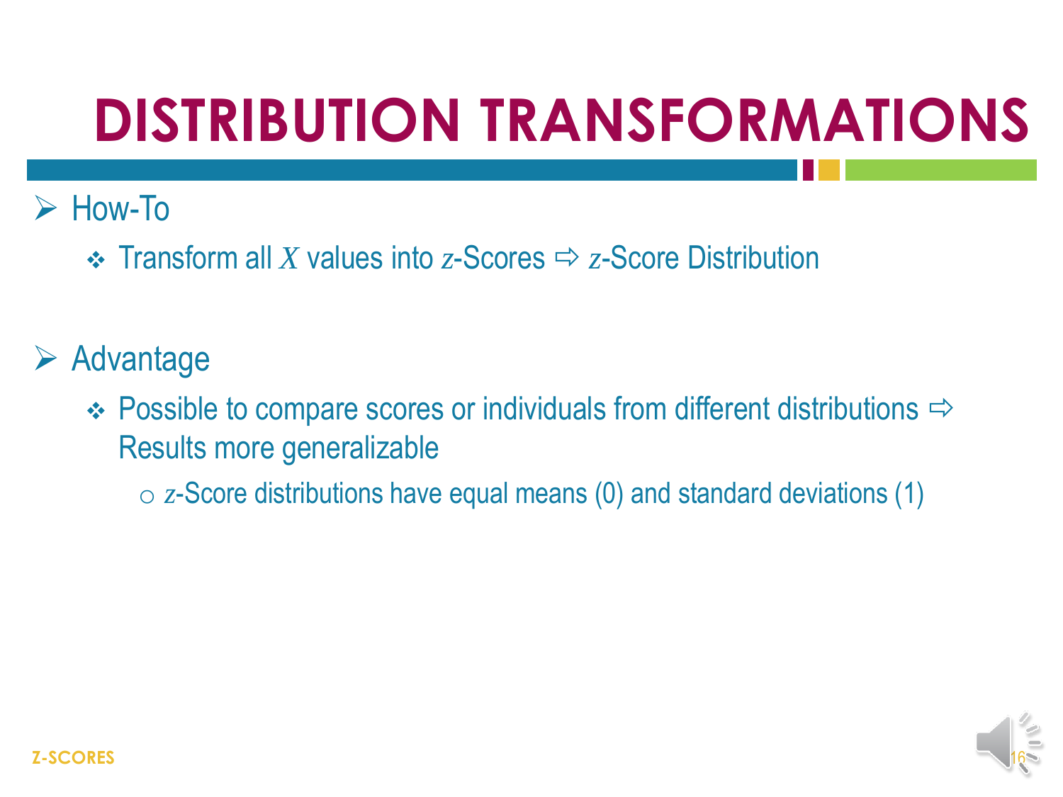# DISTRIBUTION TRANSFORMATIONS

- How-To
  - Transform all $X$ values into $z$-Scores ⇨ $z$-Score Distribution

- Advantage
  - Possible to compare scores or individuals from different distributions ⇨ Results more generalizable
    - $z$-Score distributions have equal means (0) and standard deviations (1)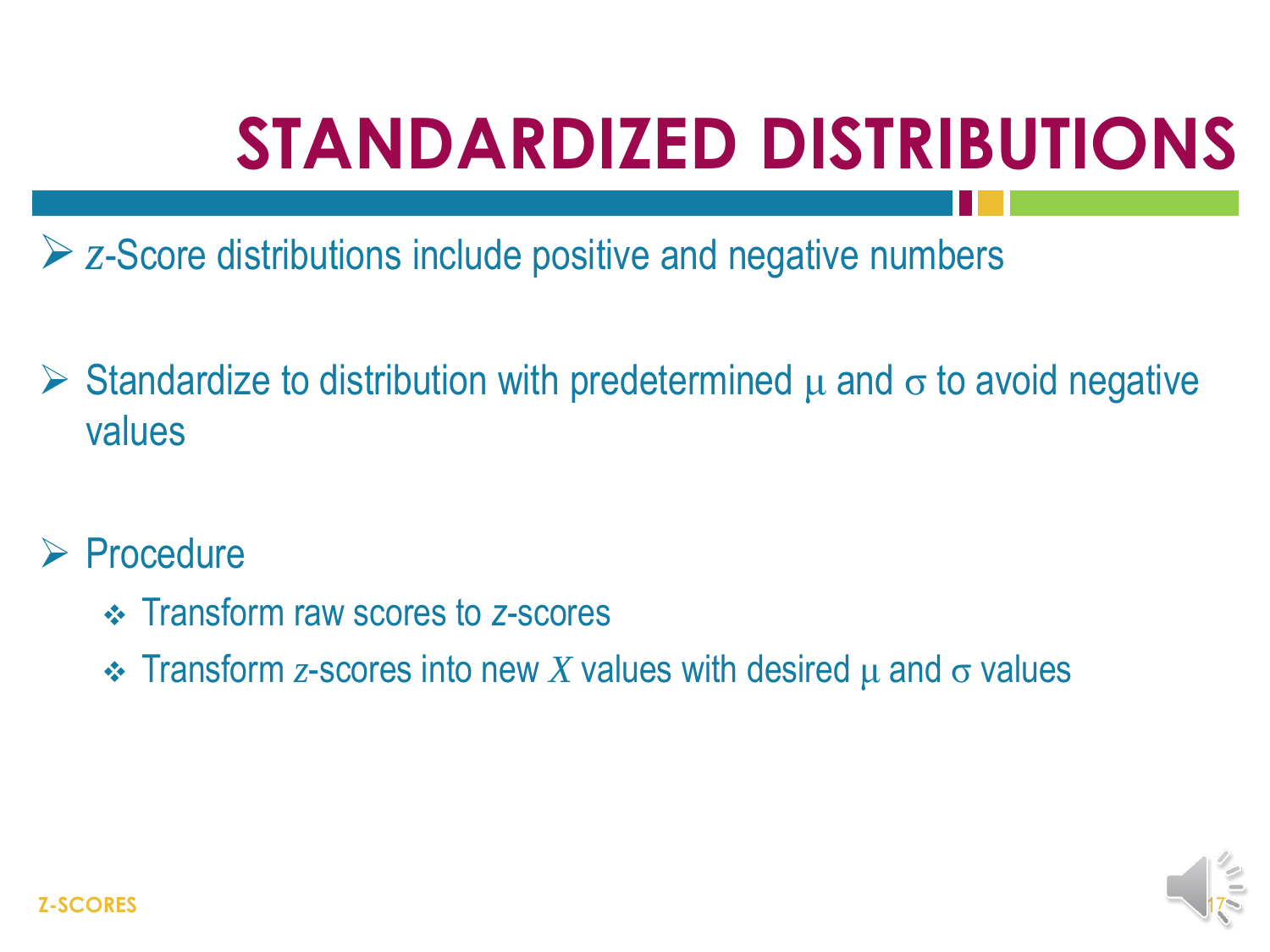# STANDARDIZED DISTRIBUTIONS

- $z$-Score distributions include positive and negative numbers
- Standardize to distribution with predetermined $\mu$ and $\sigma$ to avoid negative values
- Procedure
  - Transform raw scores to $z$-scores
  - Transform $z$-scores into new $X$ values with desired $\mu$ and $\sigma$ values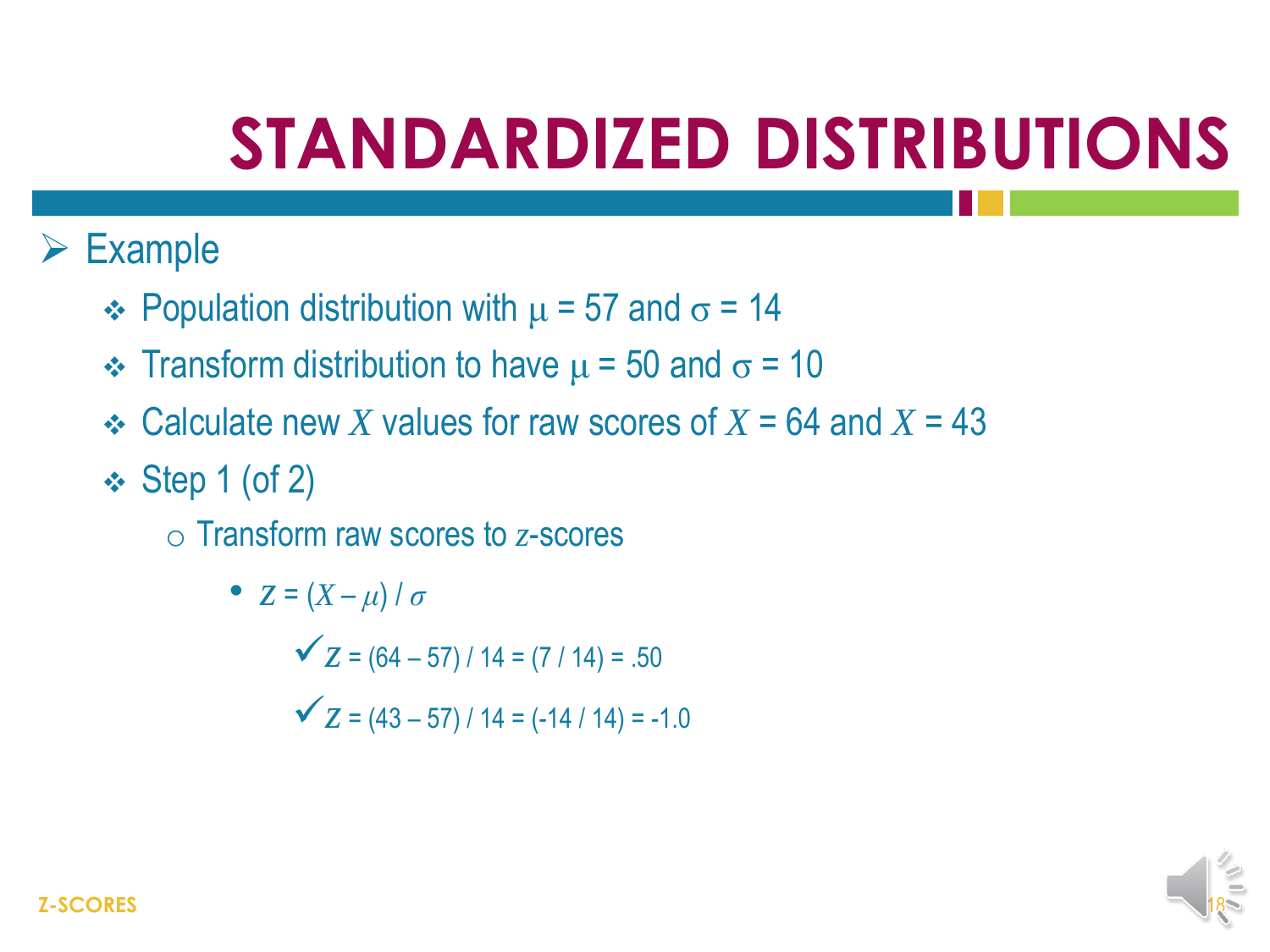# STANDARDIZED DISTRIBUTIONS

- Example
  - Population distribution with $\mu = 57$ and $\sigma = 14$
  - Transform distribution to have $\mu = 50$ and $\sigma = 10$
  - Calculate new $X$ values for raw scores of $X = 64$ and $X = 43$
  - Step 1 (of 2)
    - Transform raw scores to $z$-scores
      - $z = (X - \mu) / \sigma$
        - ✓ $z = (64 - 57) / 14 = (7 / 14) = .50$
        - ✓ $z = (43 - 57) / 14 = (-14 / 14) = -1.0$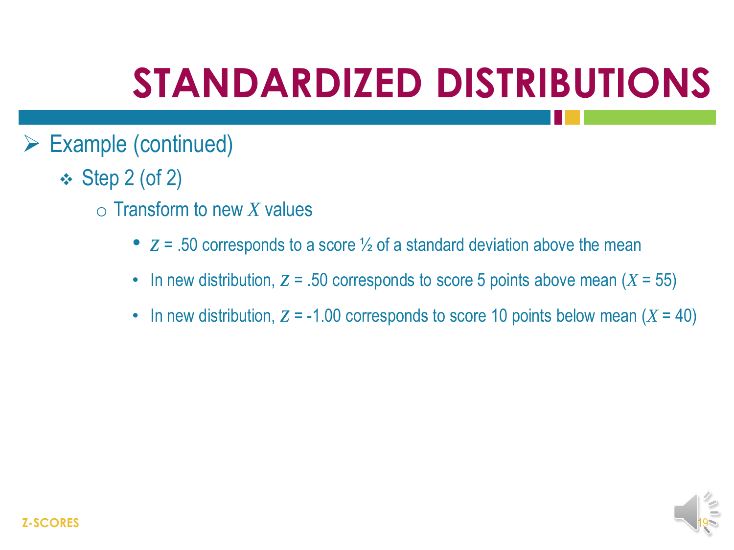# STANDARDIZED DISTRIBUTIONS

- Example (continued)
  - Step 2 (of 2)
    - Transform to new $X$ values
      - $z$ = .50 corresponds to a score ½ of a standard deviation above the mean
      - In new distribution, $z$ = .50 corresponds to score 5 points above mean ($X$ = 55)
      - In new distribution, $z$ = -1.00 corresponds to score 10 points below mean ($X$ = 40)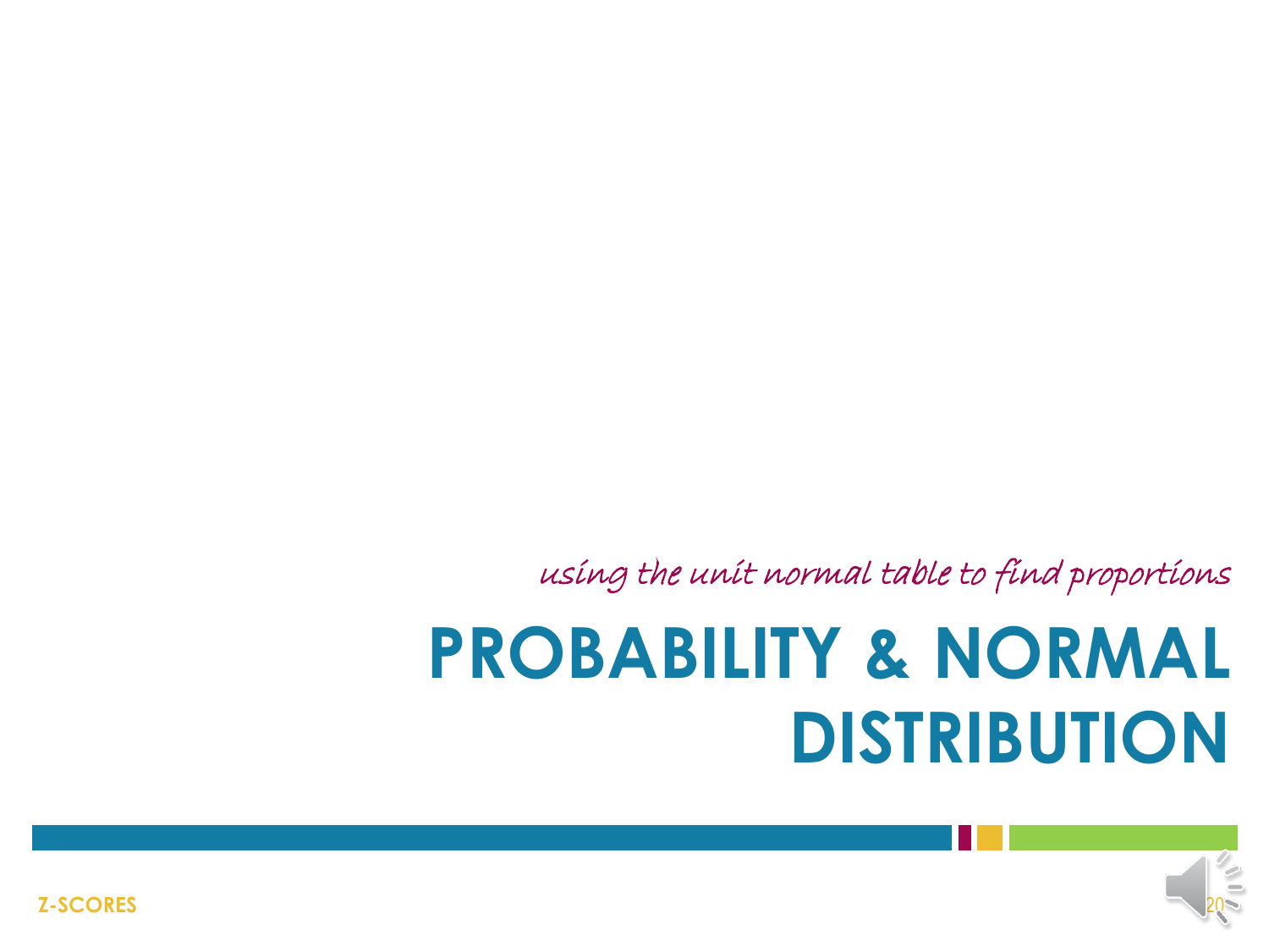*using the unit normal table to find proportions*

# PROBABILITY & NORMAL DISTRIBUTION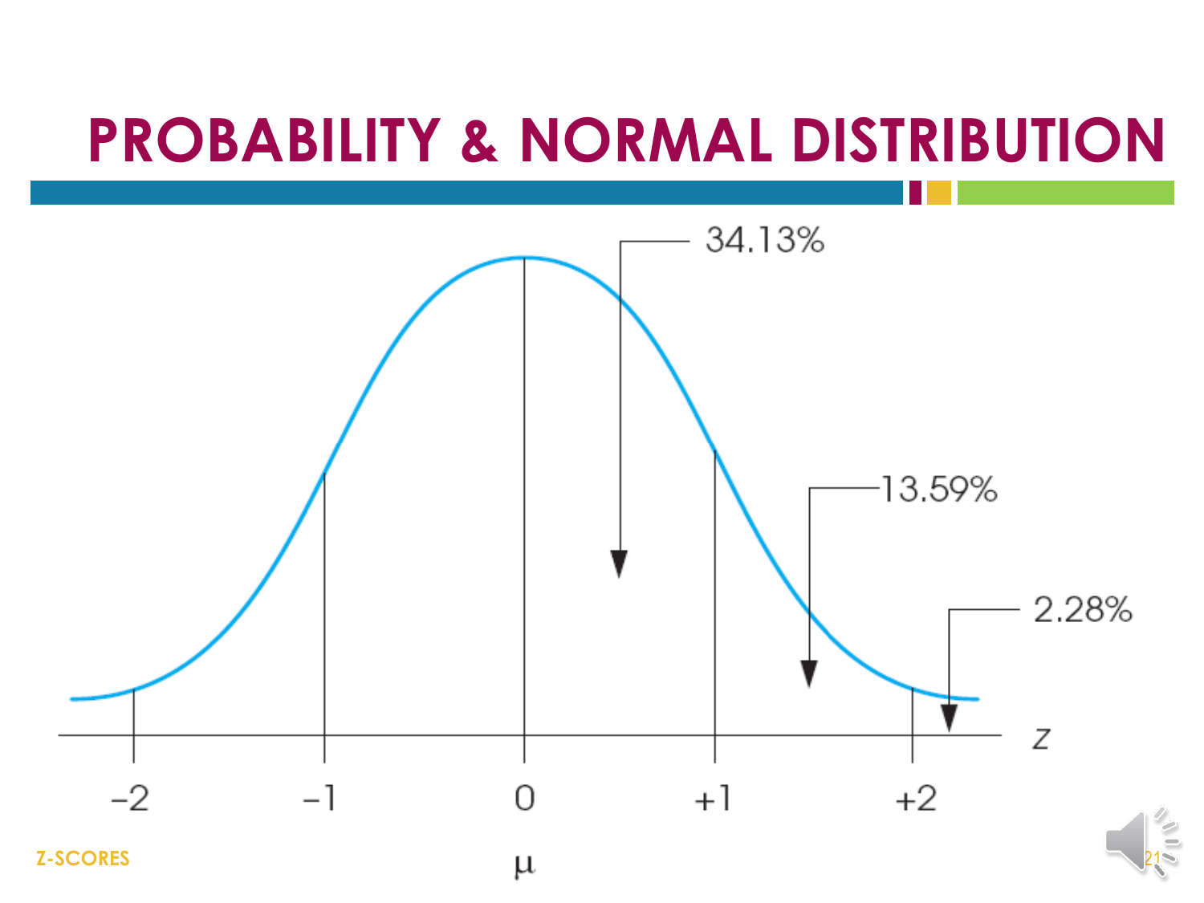# PROBABILITY & NORMAL DISTRIBUTION

34.13%

13.59%

2.28%

$z$

−2 −1 0 +1 +2

$\mu$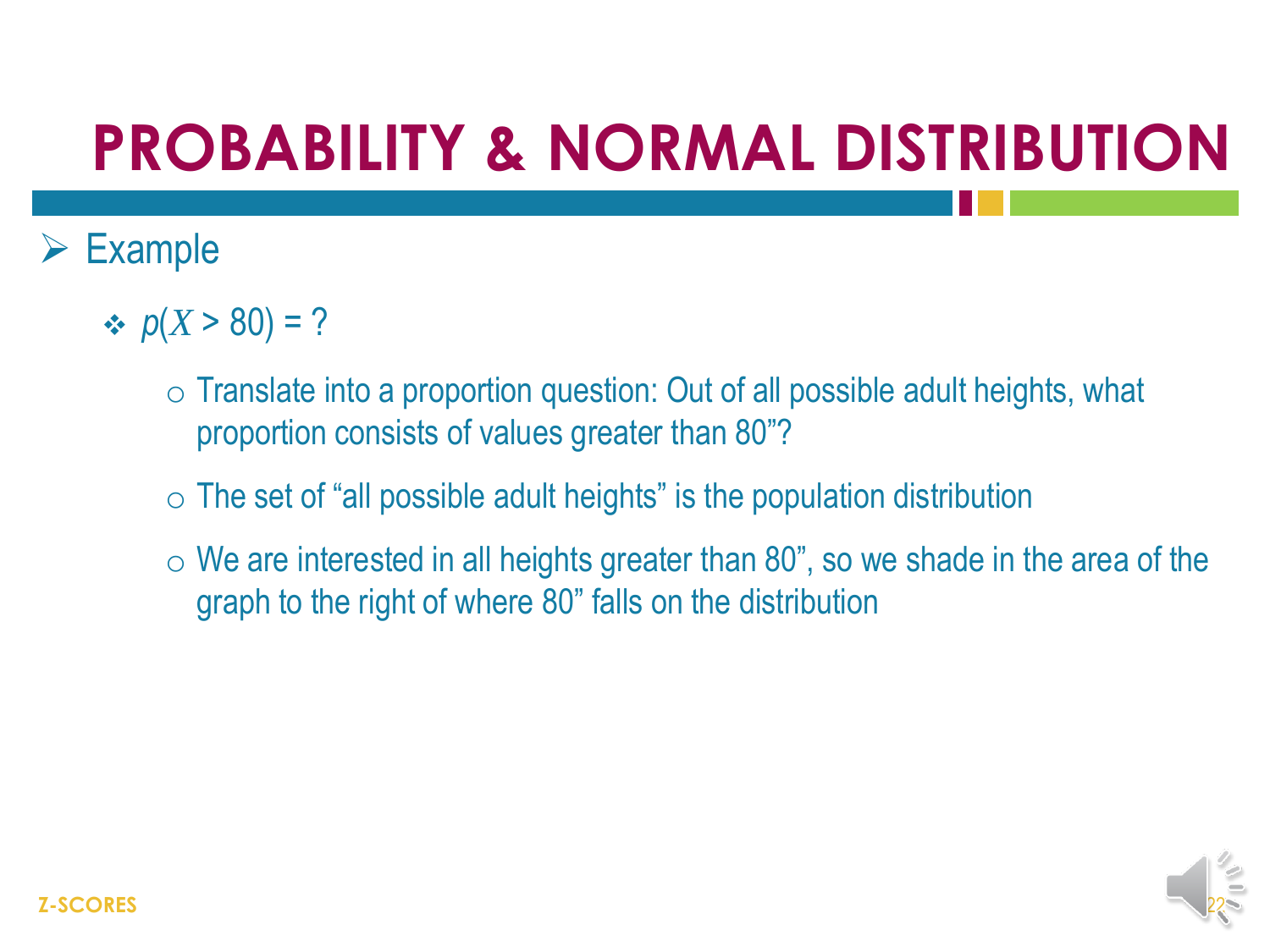# PROBABILITY & NORMAL DISTRIBUTION

- Example
  - $p(X > 80) = ?$
    - Translate into a proportion question: Out of all possible adult heights, what proportion consists of values greater than 80"?
    - The set of "all possible adult heights" is the population distribution
    - We are interested in all heights greater than 80", so we shade in the area of the graph to the right of where 80" falls on the distribution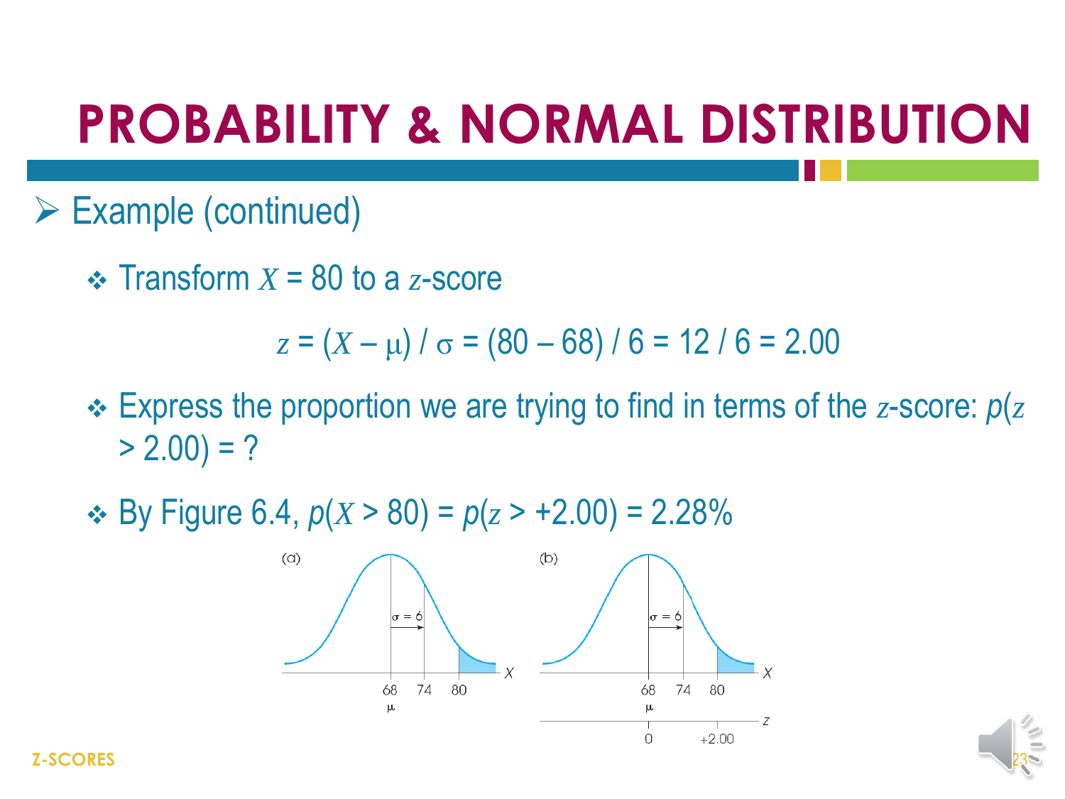# PROBABILITY & NORMAL DISTRIBUTION

- Example (continued)
  - Transform $X = 80$ to a $z$-score

$$z = (X - \mu) / \sigma = (80 - 68) / 6 = 12 / 6 = 2.00$$

  - Express the proportion we are trying to find in terms of the $z$-score: $p(z > 2.00) = ?$
  - By Figure 6.4, $p(X > 80) = p(z > +2.00) = 2.28\%$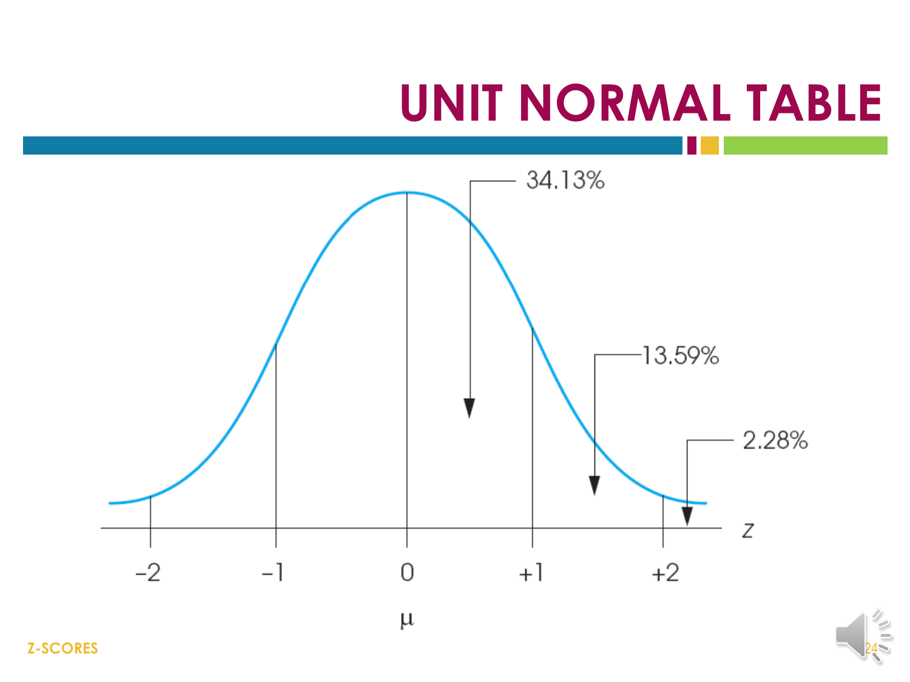# UNIT NORMAL TABLE

34.13%

13.59%

2.28%

$z$

−2 −1 0 +1 +2

$\mu$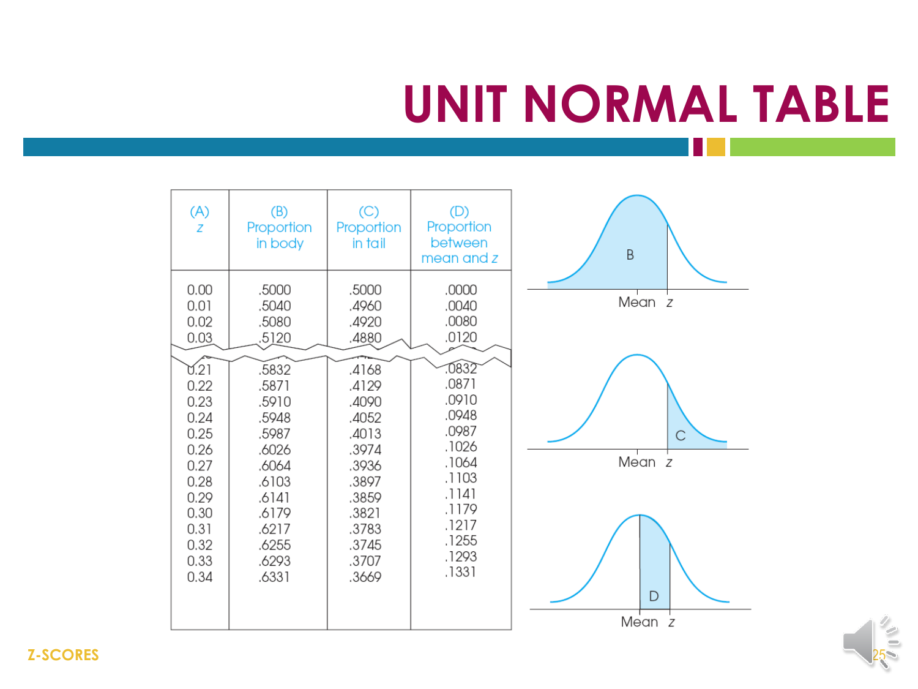# UNIT NORMAL TABLE

| (A) $z$ | (B) Proportion in body | (C) Proportion in tail | (D) Proportion between mean and $z$ |
|---|---|---|---|
| 0.00 | .5000 | .5000 | .0000 |
| 0.01 | .5040 | .4960 | .0040 |
| 0.02 | .5080 | .4920 | .0080 |
| 0.03 | .5120 | .4880 | .0120 |
| 0.21 | .5832 | .4168 | .0832 |
| 0.22 | .5871 | .4129 | .0871 |
| 0.23 | .5910 | .4090 | .0910 |
| 0.24 | .5948 | .4052 | .0948 |
| 0.25 | .5987 | .4013 | .0987 |
| 0.26 | .6026 | .3974 | .1026 |
| 0.27 | .6064 | .3936 | .1064 |
| 0.28 | .6103 | .3897 | .1103 |
| 0.29 | .6141 | .3859 | .1141 |
| 0.30 | .6179 | .3821 | .1179 |
| 0.31 | .6217 | .3783 | .1217 |
| 0.32 | .6255 | .3745 | .1255 |
| 0.33 | .6293 | .3707 | .1293 |
| 0.34 | .6331 | .3669 | .1331 |

B — Mean $z$

C — Mean $z$

D — Mean $z$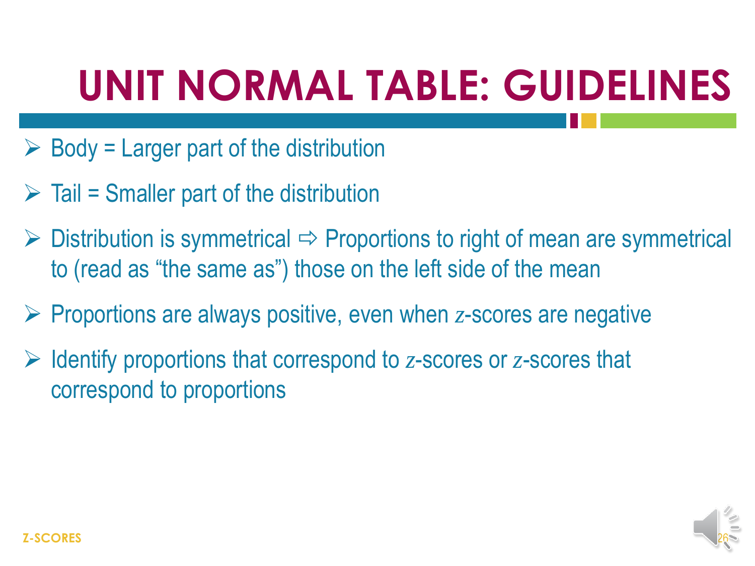# UNIT NORMAL TABLE: GUIDELINES

- Body = Larger part of the distribution
- Tail = Smaller part of the distribution
- Distribution is symmetrical ⇨ Proportions to right of mean are symmetrical to (read as "the same as") those on the left side of the mean
- Proportions are always positive, even when $z$-scores are negative
- Identify proportions that correspond to $z$-scores or $z$-scores that correspond to proportions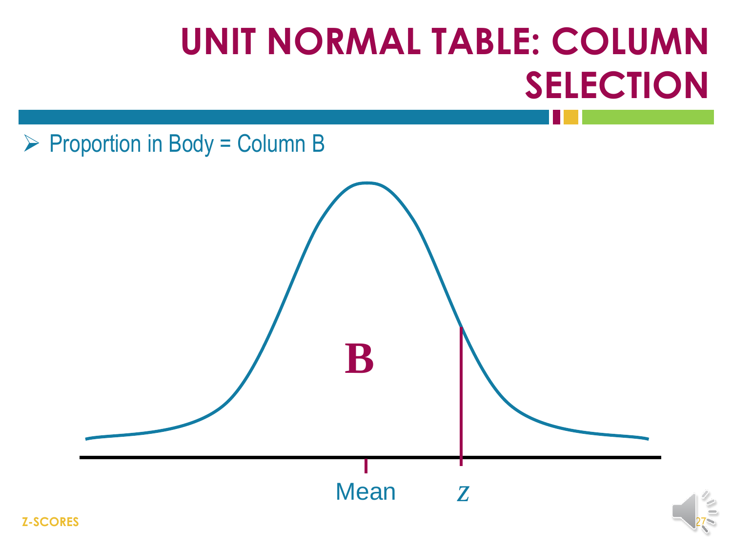# UNIT NORMAL TABLE: COLUMN SELECTION

- Proportion in Body = Column B

B

Mean $z$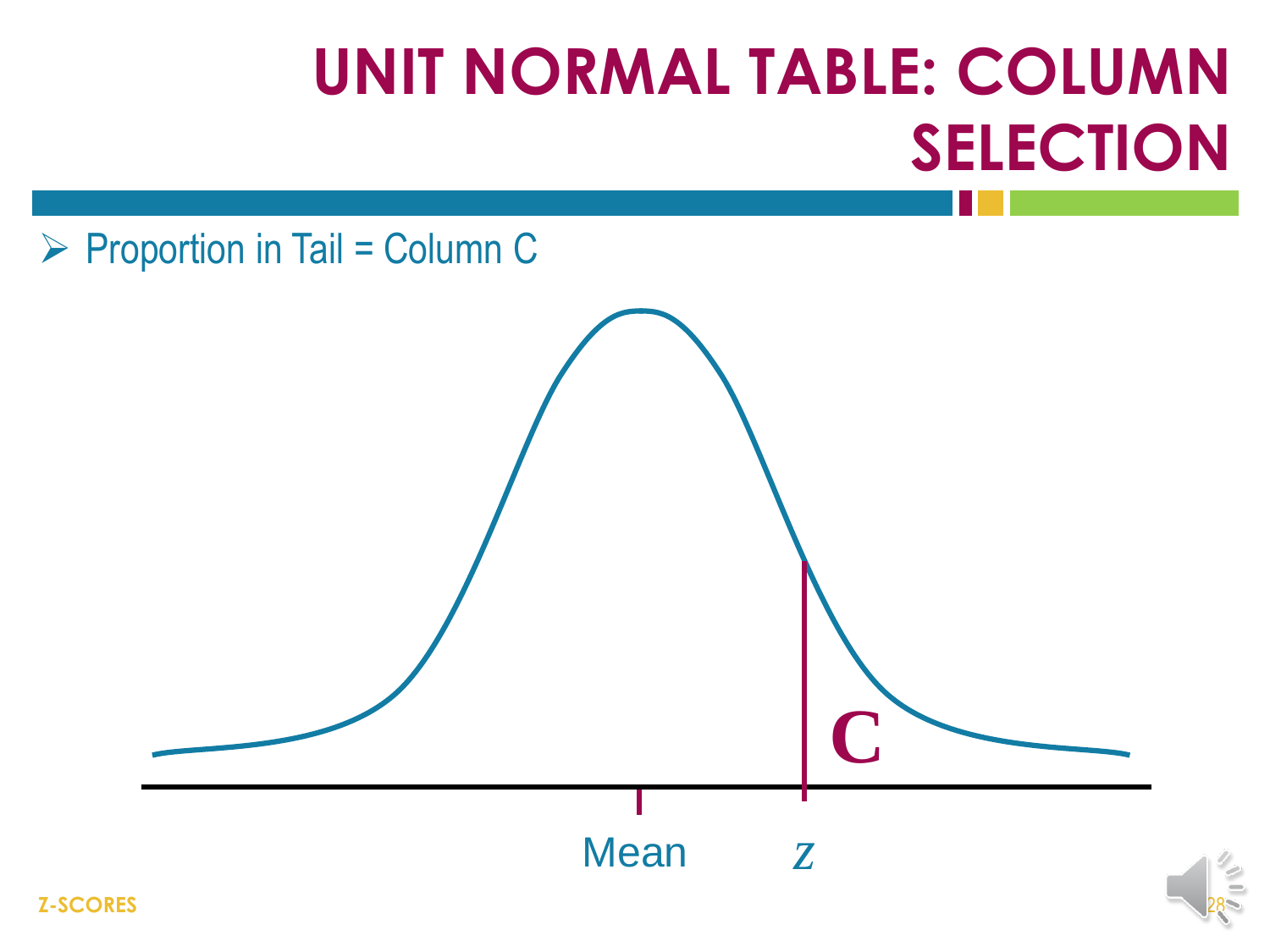# UNIT NORMAL TABLE: COLUMN SELECTION

- Proportion in Tail = Column C

C

Mean $z$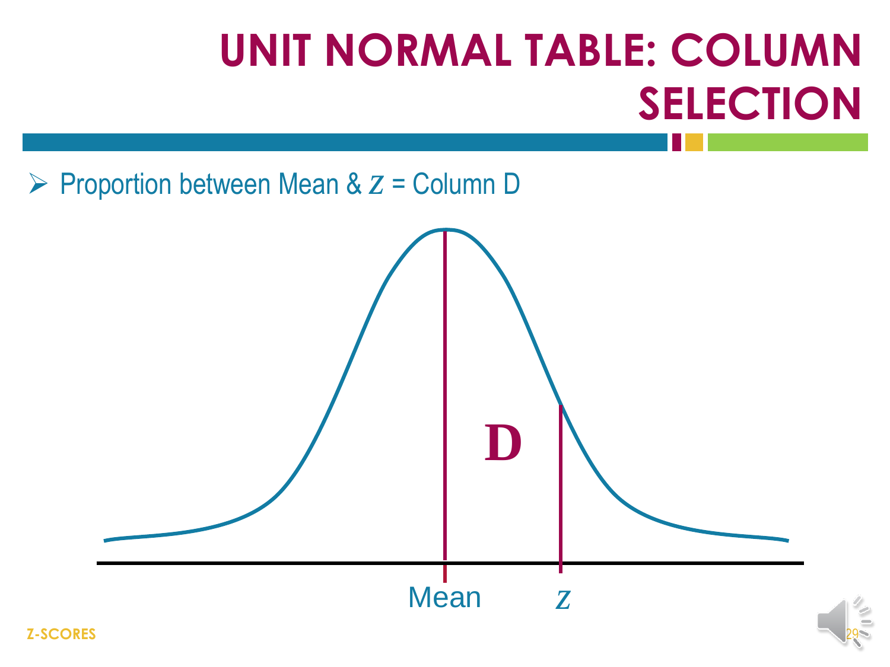# UNIT NORMAL TABLE: COLUMN SELECTION

- Proportion between Mean & $z$ = Column D

D

Mean $z$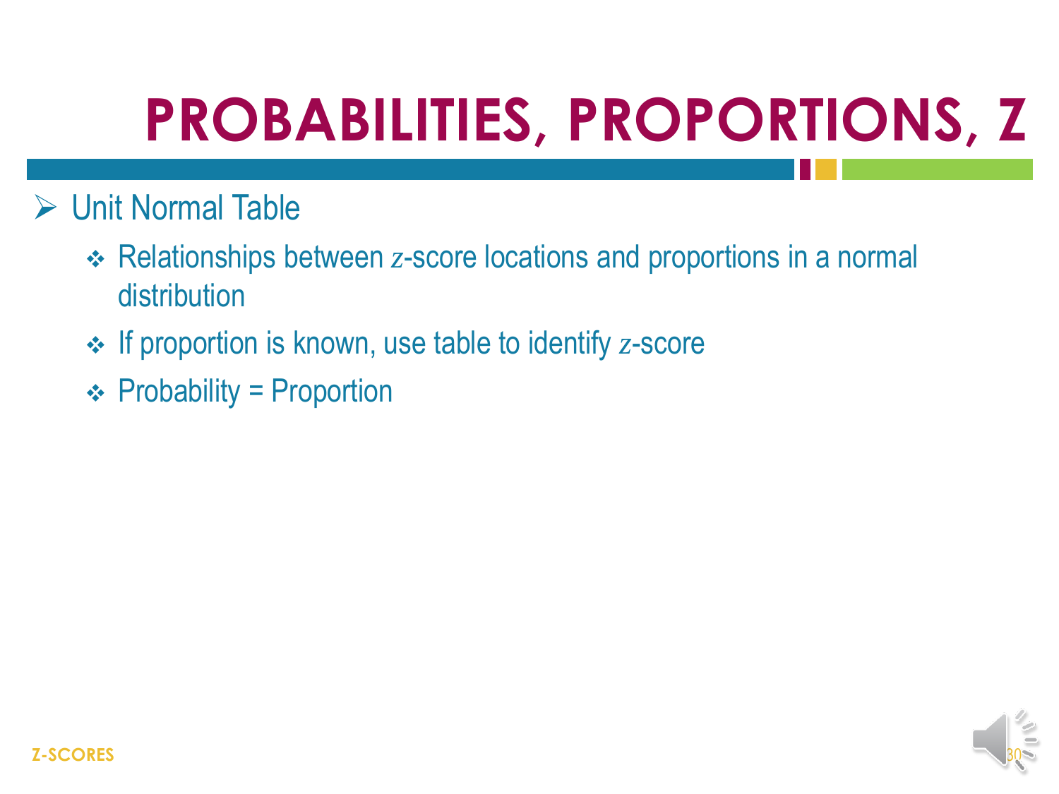# PROBABILITIES, PROPORTIONS, Z

- Unit Normal Table
  - Relationships between $z$-score locations and proportions in a normal distribution
  - If proportion is known, use table to identify $z$-score
  - Probability = Proportion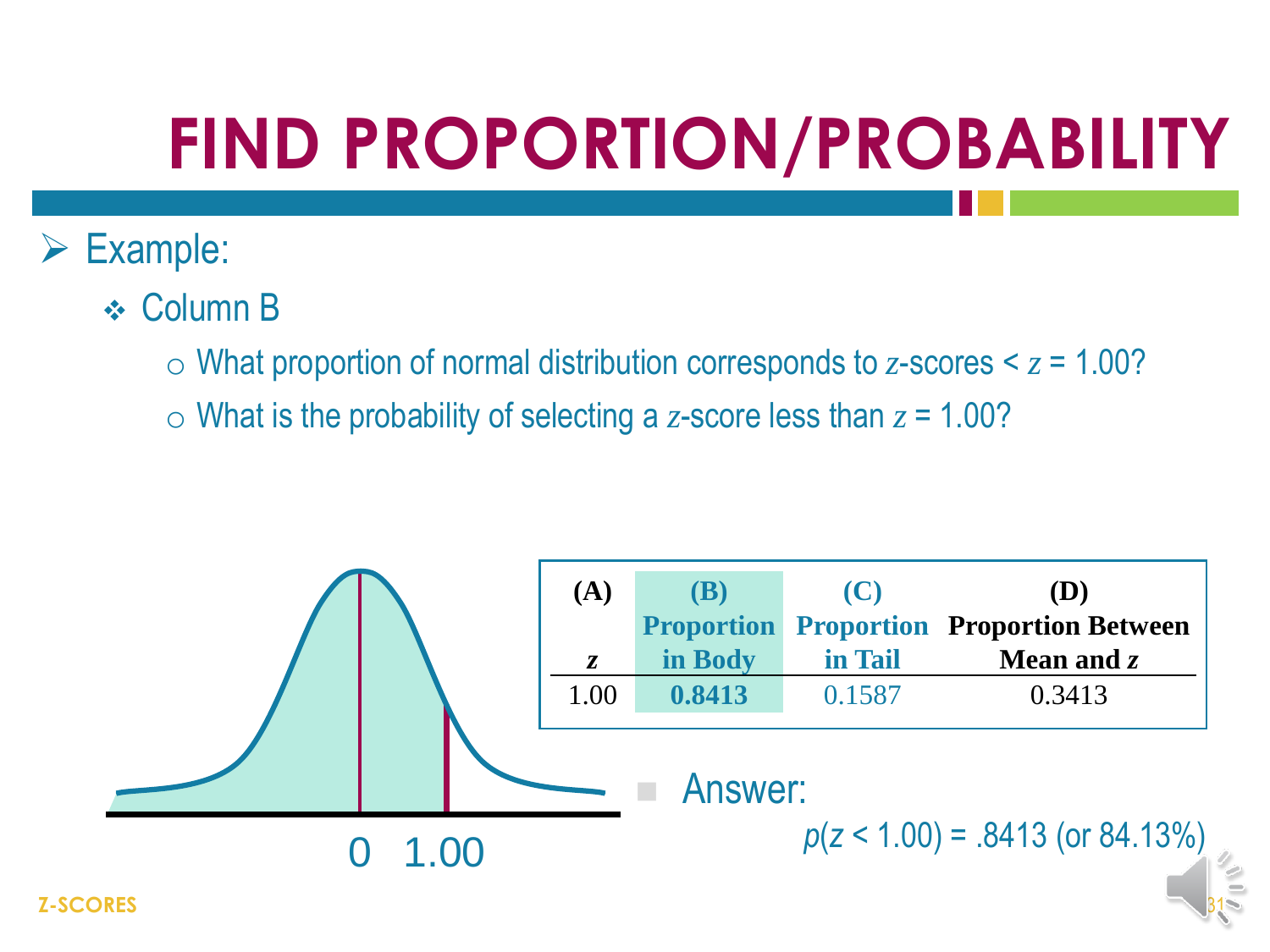# FIND PROPORTION/PROBABILITY

- Example:
  - Column B
    - What proportion of normal distribution corresponds to $z$-scores < $z$ = 1.00?
    - What is the probability of selecting a $z$-score less than $z$ = 1.00?

0 1.00

| (A) $z$ | (B) Proportion in Body | (C) Proportion in Tail | (D) Proportion Between Mean and $z$ |
|---|---|---|---|
| 1.00 | **0.8413** | 0.1587 | 0.3413 |

- Answer:

  $p(z < 1.00) = .8413$ (or 84.13%)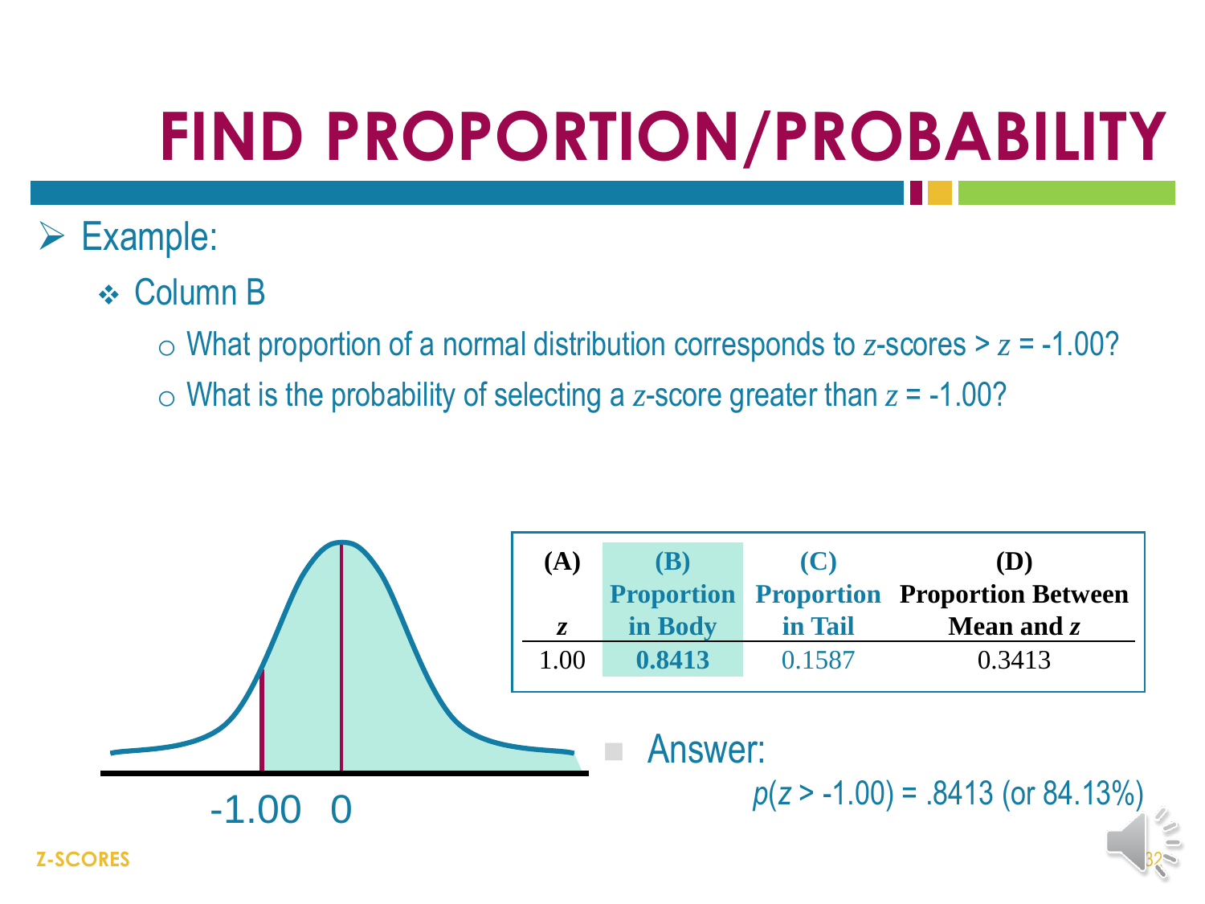# FIND PROPORTION/PROBABILITY

- Example:
  - Column B
    - What proportion of a normal distribution corresponds to $z$-scores > $z$ = -1.00?
    - What is the probability of selecting a $z$-score greater than $z$ = -1.00?

-1.00 0

| (A) $z$ | (B) Proportion in Body | (C) Proportion in Tail | (D) Proportion Between Mean and $z$ |
|---|---|---|---|
| 1.00 | **0.8413** | 0.1587 | 0.3413 |

- Answer:

  $p(z > -1.00) = .8413$ (or 84.13%)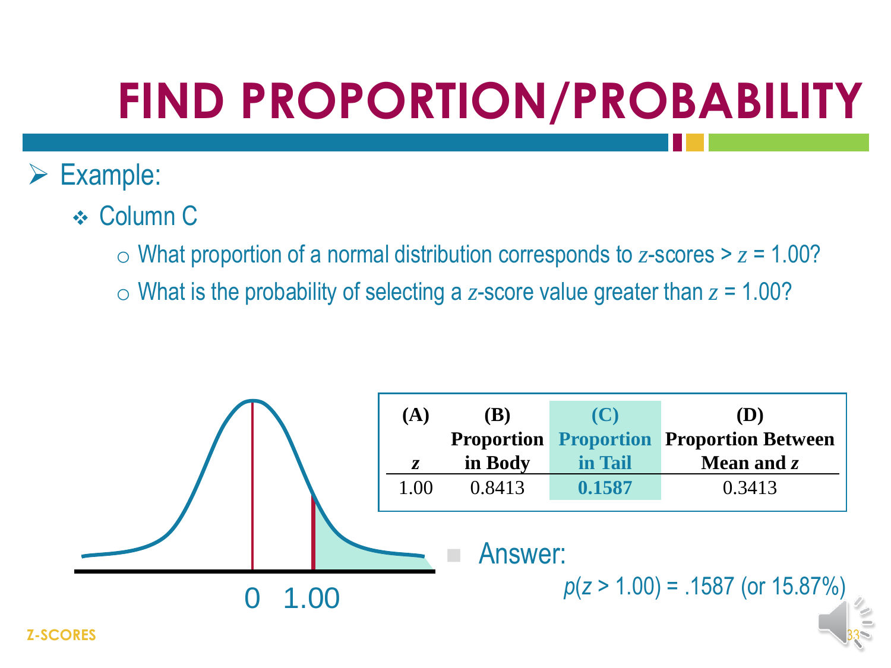# FIND PROPORTION/PROBABILITY

- Example:
  - Column C
    - What proportion of a normal distribution corresponds to $z$-scores > $z$ = 1.00?
    - What is the probability of selecting a $z$-score value greater than $z$ = 1.00?

| (A) $z$ | (B) Proportion in Body | (C) Proportion in Tail | (D) Proportion Between Mean and $z$ |
|---|---|---|---|
| 1.00 | 0.8413 | **0.1587** | 0.3413 |

0 1.00

- Answer:

  $p(z > 1.00) = .1587$ (or 15.87%)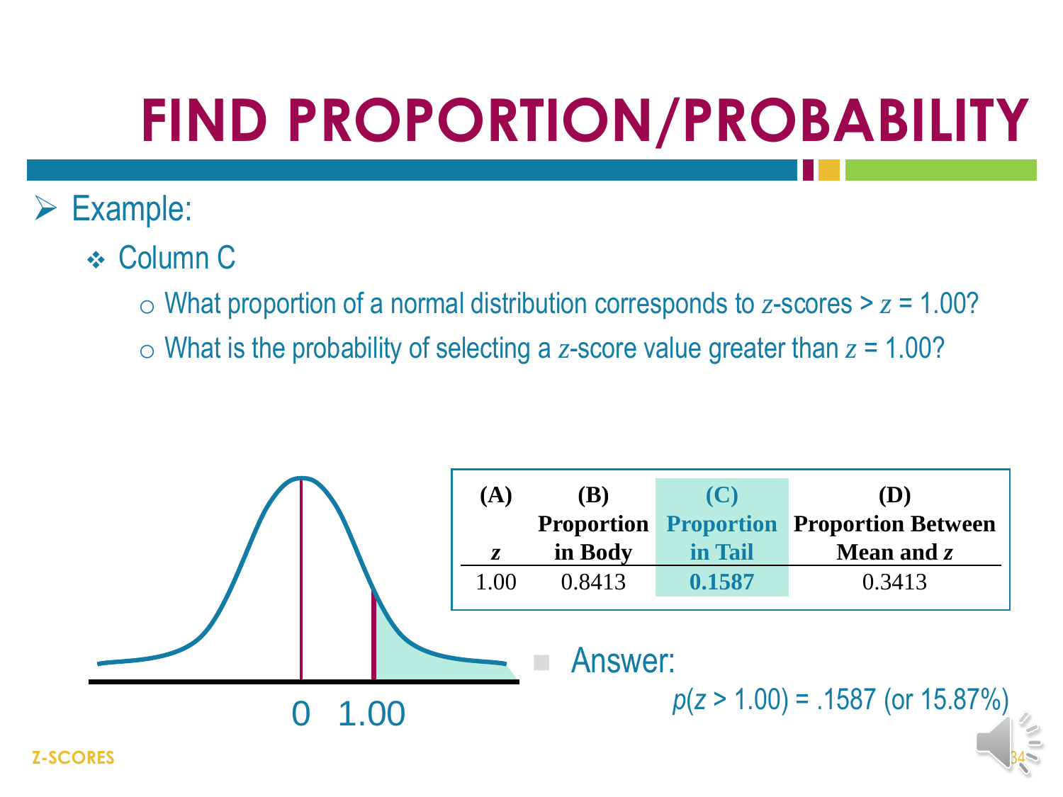# FIND PROPORTION/PROBABILITY

- Example:
  - Column C
    - What proportion of a normal distribution corresponds to $z$-scores > $z$ = 1.00?
    - What is the probability of selecting a $z$-score value greater than $z$ = 1.00?

| (A)<br>$z$ | (B)<br>Proportion in Body | (C)<br>Proportion in Tail | (D)<br>Proportion Between Mean and $z$ |
|---|---|---|---|
| 1.00 | 0.8413 | **0.1587** | 0.3413 |

0 1.00

- Answer:

  $p(z > 1.00) = .1587$ (or 15.87%)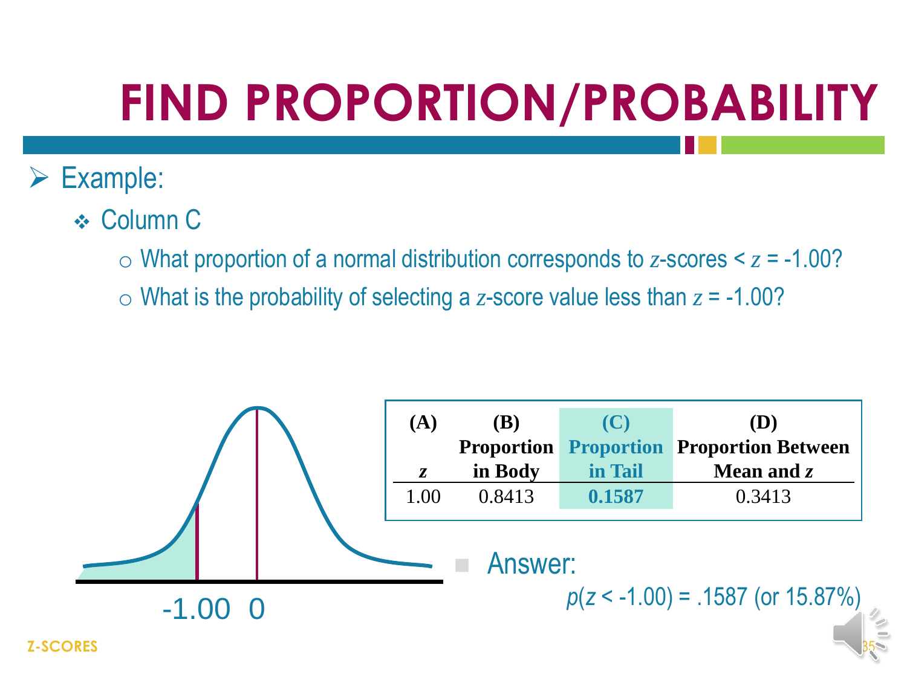# FIND PROPORTION/PROBABILITY

- Example:
  - Column C
    - What proportion of a normal distribution corresponds to $z$-scores < $z$ = -1.00?
    - What is the probability of selecting a $z$-score value less than $z$ = -1.00?

-1.00 0

| (A) $z$ | (B) Proportion in Body | (C) Proportion in Tail | (D) Proportion Between Mean and $z$ |
|---|---|---|---|
| 1.00 | 0.8413 | **0.1587** | 0.3413 |

- Answer:

  $p(z < -1.00) = .1587$ (or 15.87%)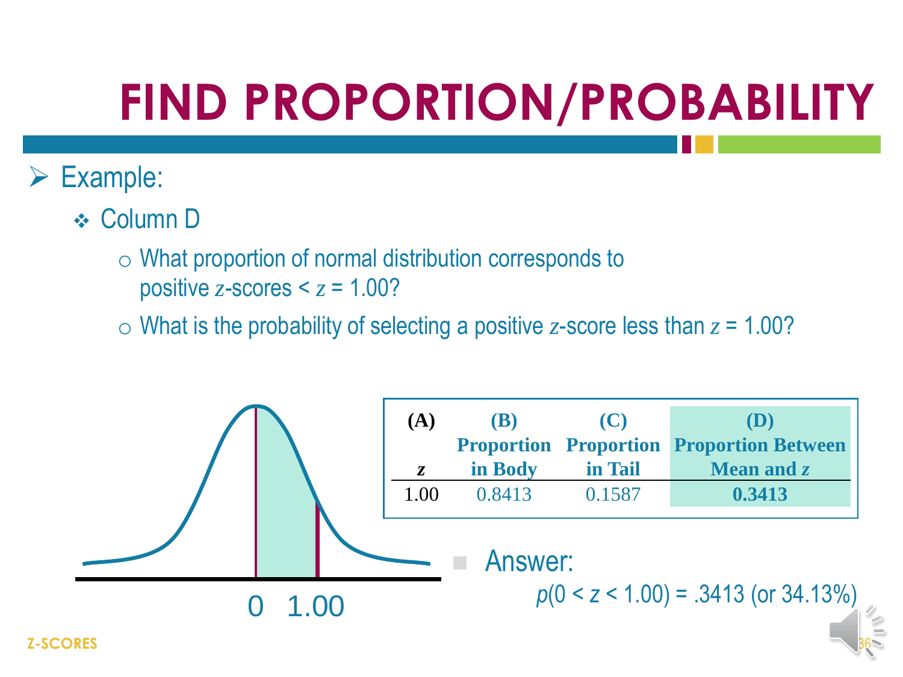# FIND PROPORTION/PROBABILITY

- Example:
  - Column D
    - What proportion of normal distribution corresponds to positive $z$-scores < $z$ = 1.00?
    - What is the probability of selecting a positive $z$-score less than $z$ = 1.00?

| (A) $z$ | (B) Proportion in Body | (C) Proportion in Tail | (D) Proportion Between Mean and $z$ |
|---|---|---|---|
| 1.00 | 0.8413 | 0.1587 | **0.3413** |

0 1.00

- Answer:

  $p(0 < z < 1.00) = .3413$ (or 34.13%)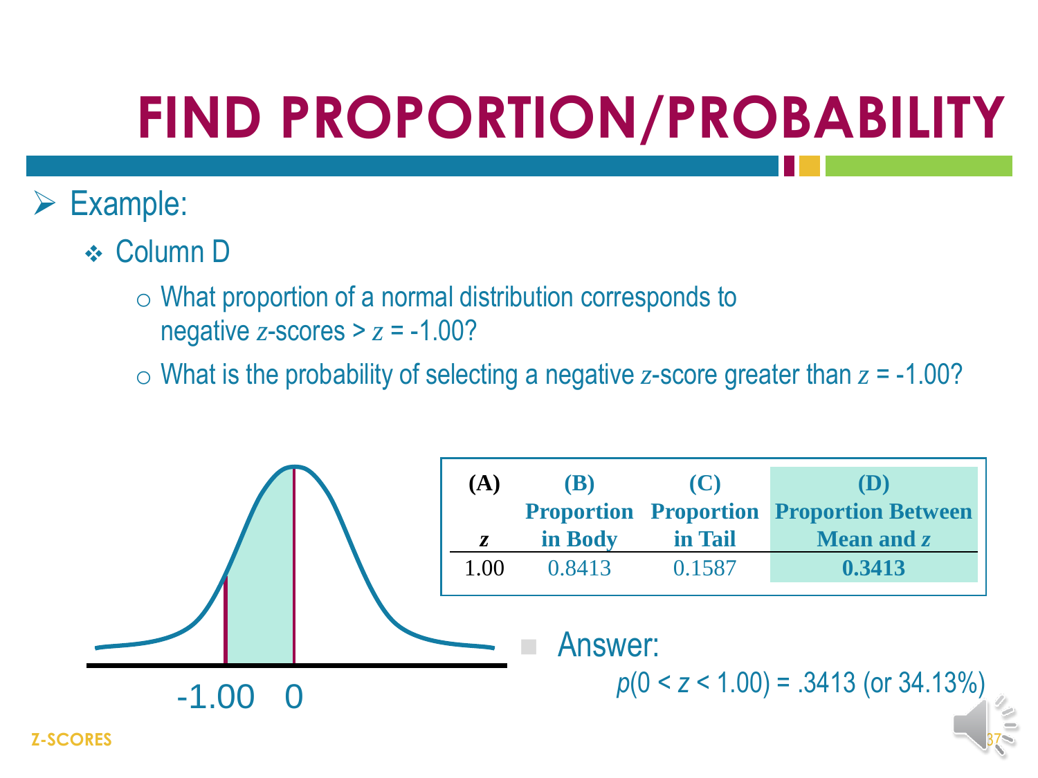# FIND PROPORTION/PROBABILITY

- Example:
  - Column D
    - What proportion of a normal distribution corresponds to negative $z$-scores > $z$ = -1.00?
    - What is the probability of selecting a negative $z$-score greater than $z$ = -1.00?

-1.00    0

| (A) $z$ | (B) Proportion in Body | (C) Proportion in Tail | (D) Proportion Between Mean and $z$ |
|---|---|---|---|
| 1.00 | 0.8413 | 0.1587 | **0.3413** |

- Answer:

  $p(0 < z < 1.00) = .3413$ (or 34.13%)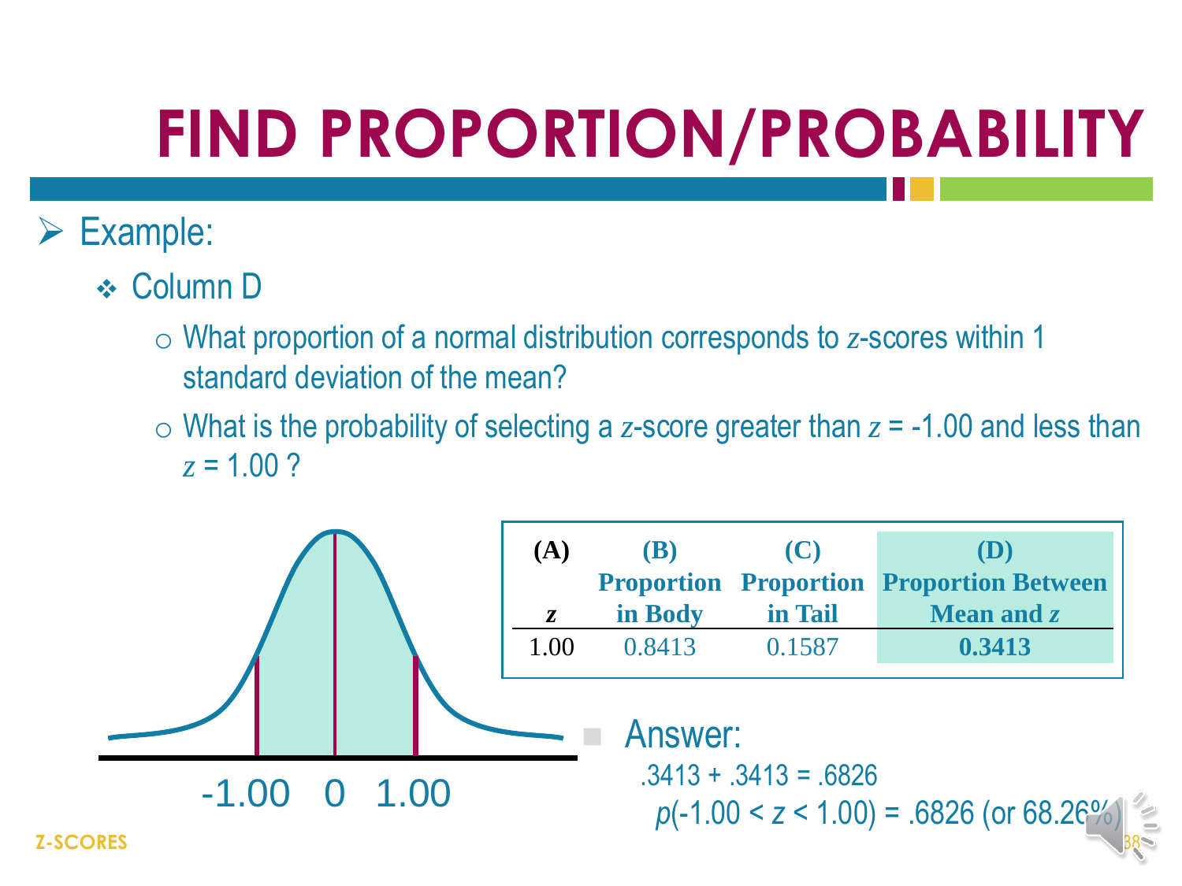# FIND PROPORTION/PROBABILITY

- Example:
  - Column D
    - What proportion of a normal distribution corresponds to $z$-scores within 1 standard deviation of the mean?
    - What is the probability of selecting a $z$-score greater than $z$ = -1.00 and less than $z$ = 1.00 ?

| (A) $z$ | (B) Proportion in Body | (C) Proportion in Tail | (D) Proportion Between Mean and $z$ |
|---|---|---|---|
| 1.00 | 0.8413 | 0.1587 | **0.3413** |

-1.00 0 1.00

- Answer:

  .3413 + .3413 = .6826

  $p(-1.00 < z < 1.00)$ = .6826 (or 68.26%)

Z-SCORES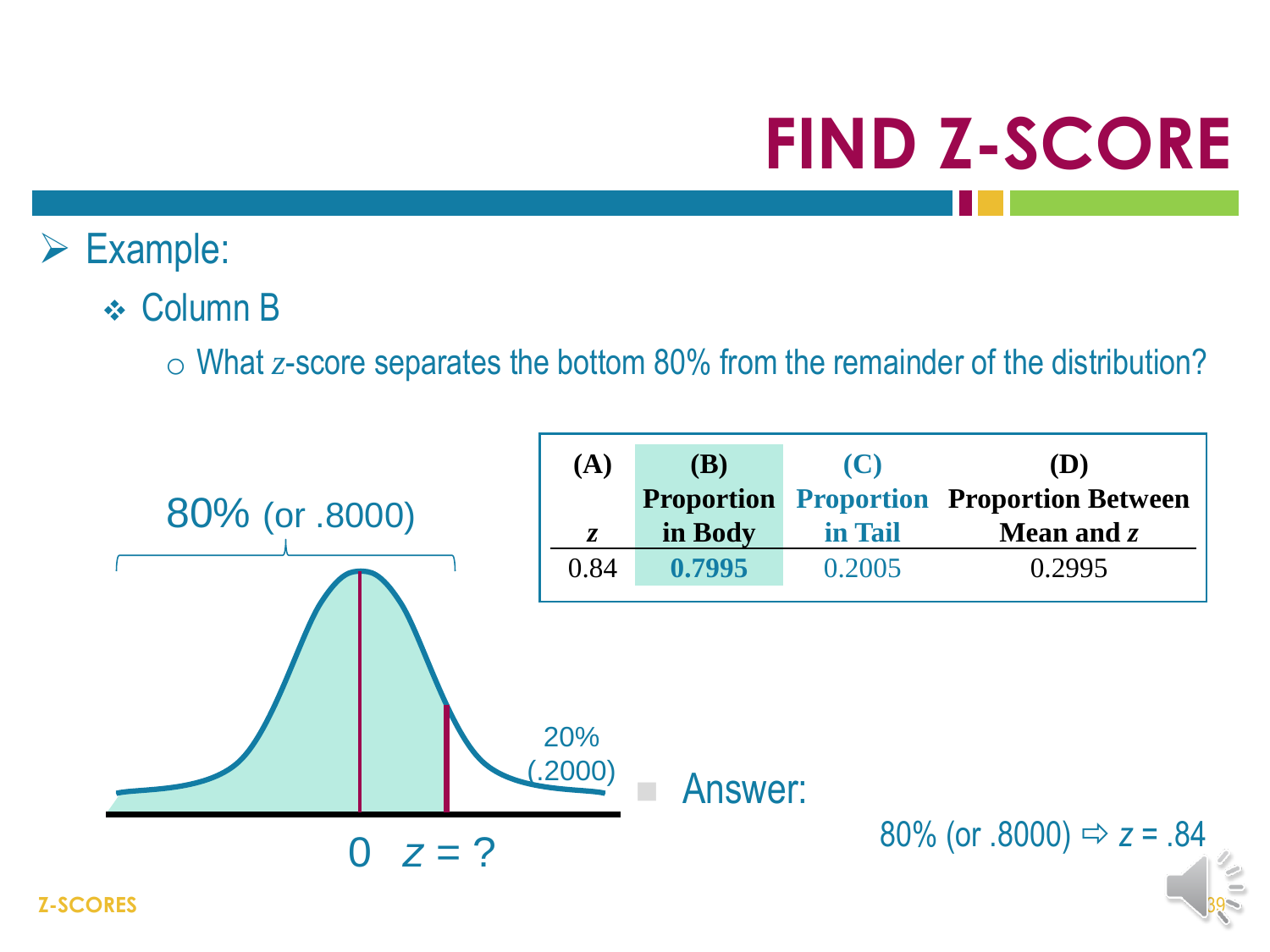# FIND Z-SCORE

- Example:
  - Column B
    - What $z$-score separates the bottom 80% from the remainder of the distribution?

80% (or .8000)

20% (.2000)

0 $z$ = ?

| (A) $z$ | (B) Proportion in Body | (C) Proportion in Tail | (D) Proportion Between Mean and $z$ |
|---|---|---|---|
| 0.84 | **0.7995** | 0.2005 | 0.2995 |

- Answer:

80% (or .8000) ⇨ $z$ = .84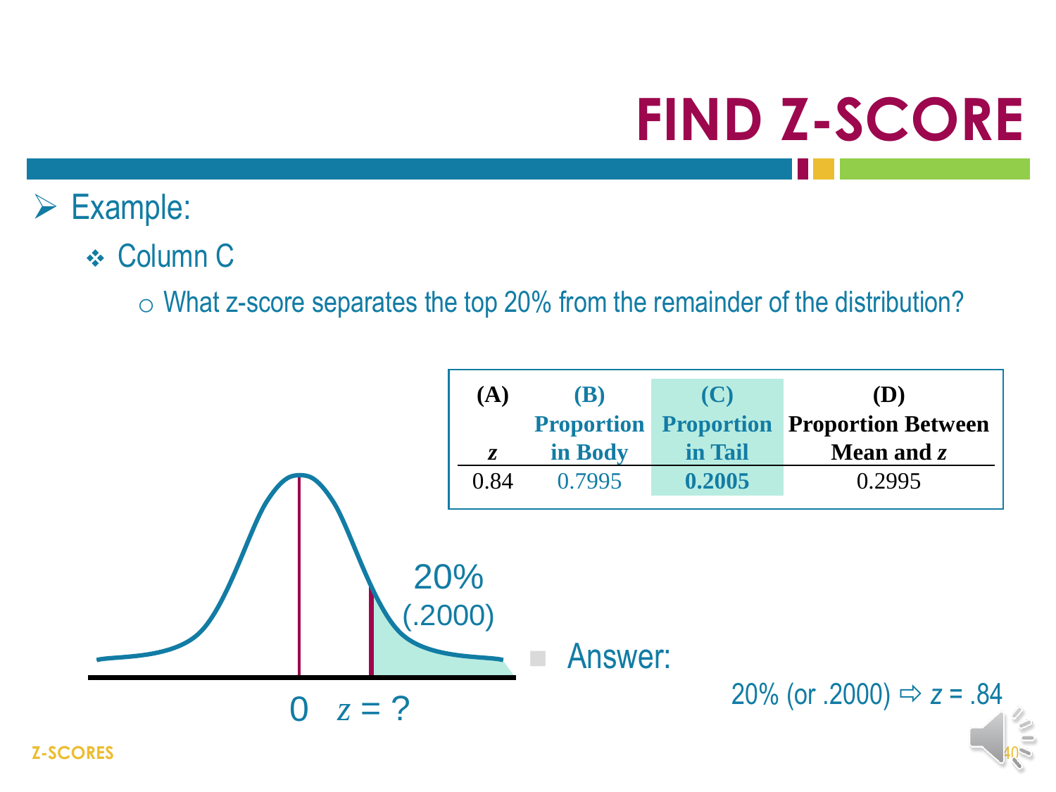# FIND Z-SCORE

- Example:
  - Column C
    - What z-score separates the top 20% from the remainder of the distribution?

| (A) $z$ | (B) Proportion in Body | (C) Proportion in Tail | (D) Proportion Between Mean and $z$ |
|---|---|---|---|
| 0.84 | 0.7995 | **0.2005** | 0.2995 |

20% (.2000)

0 $z$ = ?

- Answer:

20% (or .2000) ⇨ $z = .84$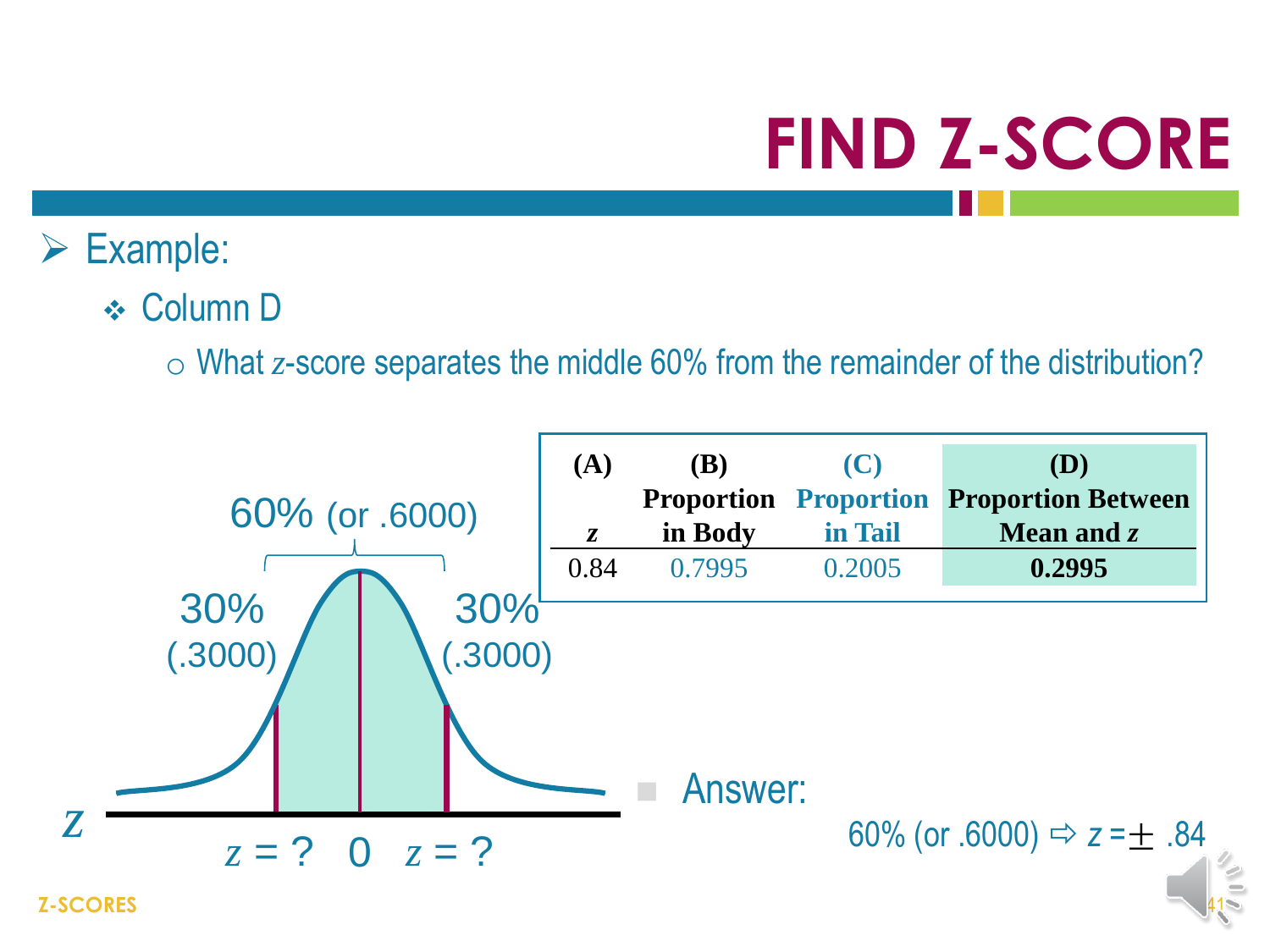# FIND Z-SCORE

- Example:
  - Column D
    - What $z$-score separates the middle 60% from the remainder of the distribution?

60% (or .6000)

30% (.3000) | 30% (.3000)

$z$ = ? 0 $z$ = ?

| (A) $z$ | (B) Proportion in Body | (C) Proportion in Tail | (D) Proportion Between Mean and $z$ |
|---|---|---|---|
| 0.84 | 0.7995 | 0.2005 | **0.2995** |

- Answer:

60% (or .6000) ⇨ $z = \pm .84$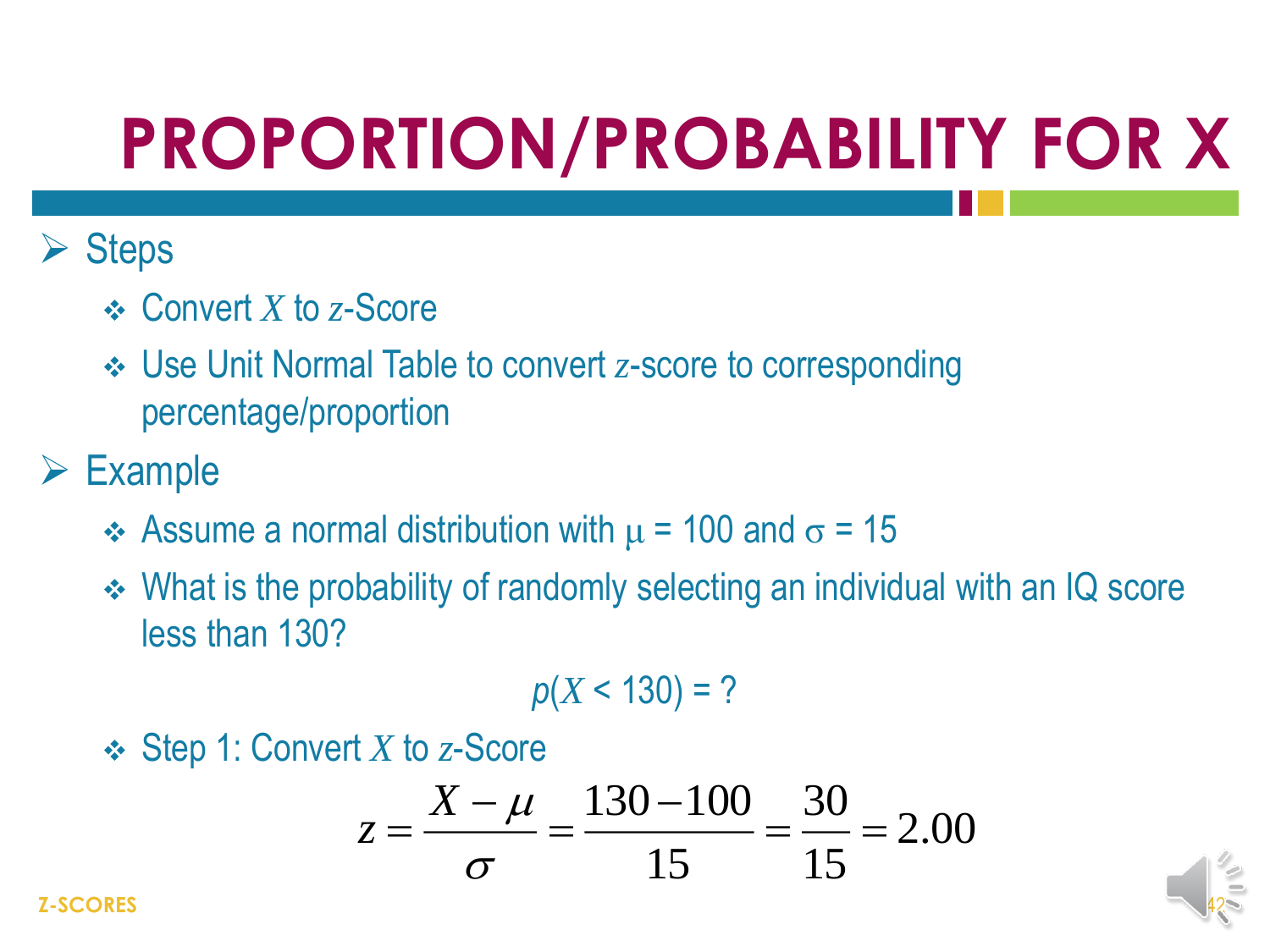# PROPORTION/PROBABILITY FOR X

- Steps
  - Convert $X$ to $z$-Score
  - Use Unit Normal Table to convert $z$-score to corresponding percentage/proportion
- Example
  - Assume a normal distribution with $\mu$ = 100 and $\sigma$ = 15
  - What is the probability of randomly selecting an individual with an IQ score less than 130?

$$p(X < 130) = ?$$

  - Step 1: Convert $X$ to $z$-Score

$$z = \frac{X - \mu}{\sigma} = \frac{130 - 100}{15} = \frac{30}{15} = 2.00$$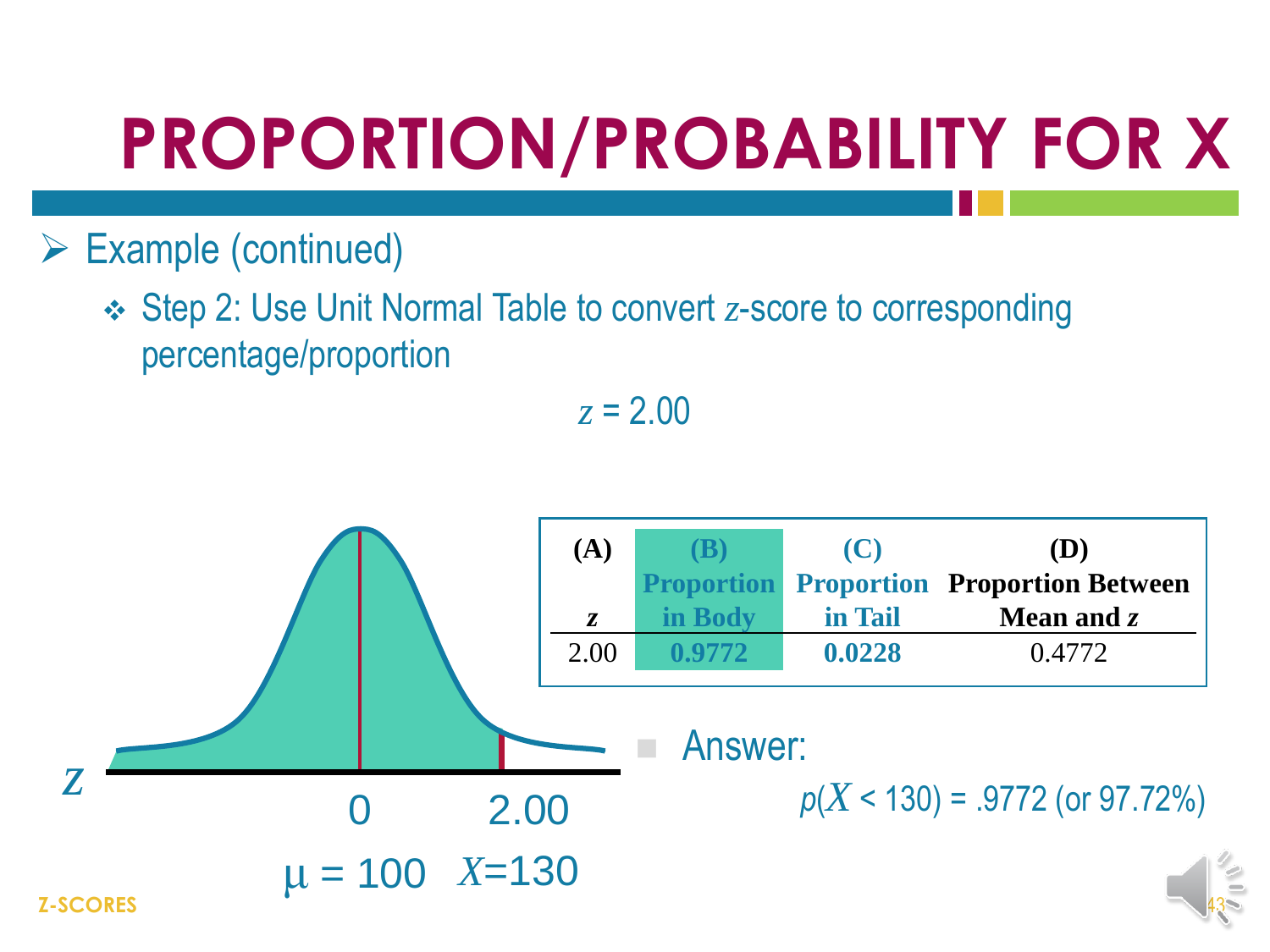# PROPORTION/PROBABILITY FOR X

- Example (continued)
  - Step 2: Use Unit Normal Table to convert $z$-score to corresponding percentage/proportion

$z$ = 2.00

| (A) $z$ | (B) Proportion in Body | (C) Proportion in Tail | (D) Proportion Between Mean and $z$ |
|---|---|---|---|
| 2.00 | **0.9772** | **0.0228** | 0.4772 |

$z$: 0, 2.00

$\mu = 100$ $X$=130

- Answer:

$p(X < 130) = .9772$ (or 97.72%)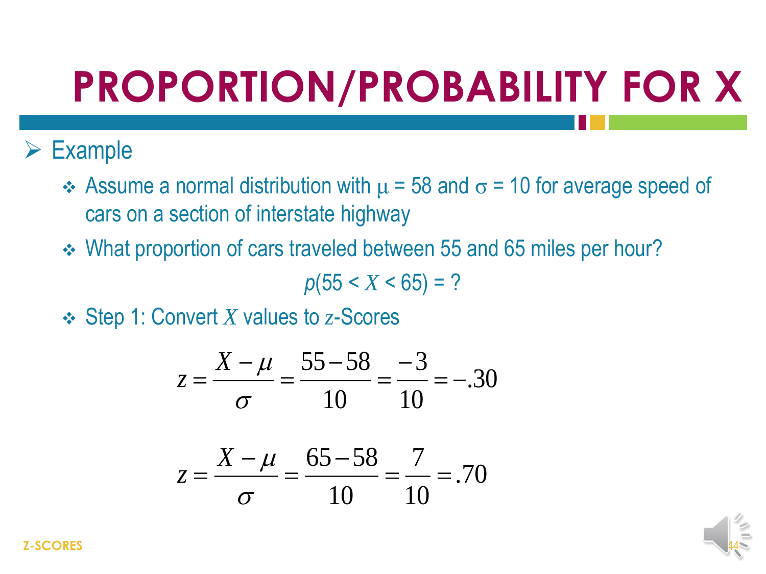# PROPORTION/PROBABILITY FOR X

- Example
  - Assume a normal distribution with $\mu$ = 58 and $\sigma$ = 10 for average speed of cars on a section of interstate highway
  - What proportion of cars traveled between 55 and 65 miles per hour?

$$p(55 < X < 65) = ?$$

  - Step 1: Convert $X$ values to $z$-Scores

$$z = \frac{X - \mu}{\sigma} = \frac{55 - 58}{10} = \frac{-3}{10} = -.30$$

$$z = \frac{X - \mu}{\sigma} = \frac{65 - 58}{10} = \frac{7}{10} = .70$$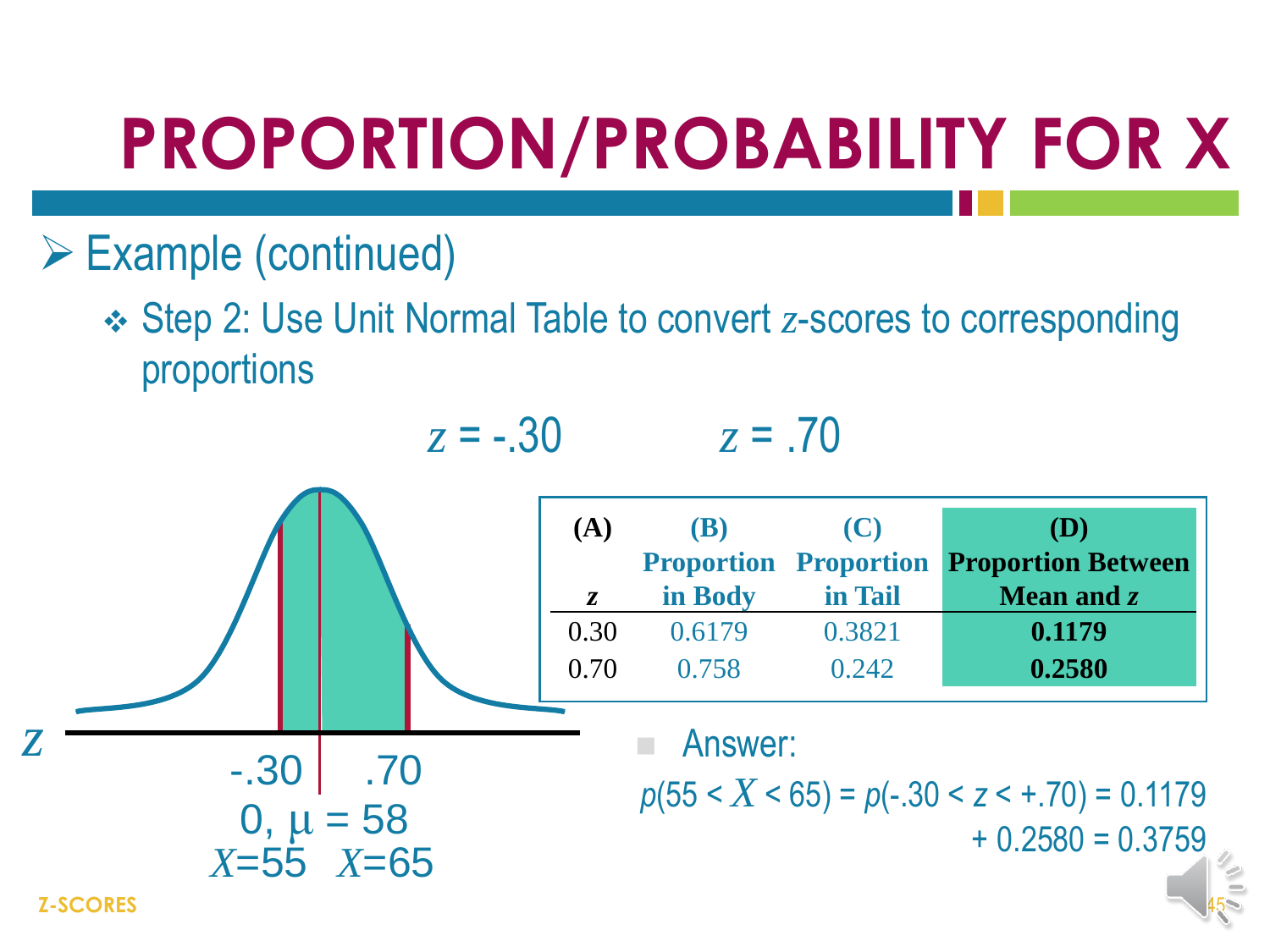# PROPORTION/PROBABILITY FOR X

- Example (continued)
  - Step 2: Use Unit Normal Table to convert $z$-scores to corresponding proportions

$z = -.30$ $z = .70$

| (A) $z$ | (B) Proportion in Body | (C) Proportion in Tail | (D) Proportion Between Mean and $z$ |
|---|---|---|---|
| 0.30 | 0.6179 | 0.3821 | **0.1179** |
| 0.70 | 0.758 | 0.242 | **0.2580** |

$z$: -.30, 0, .70

0, $\mu = 58$

$X=55$ $X=65$

- Answer:

$p(55 < X < 65) = p(-.30 < z < +.70) = 0.1179 + 0.2580 = 0.3759$

Z-SCORES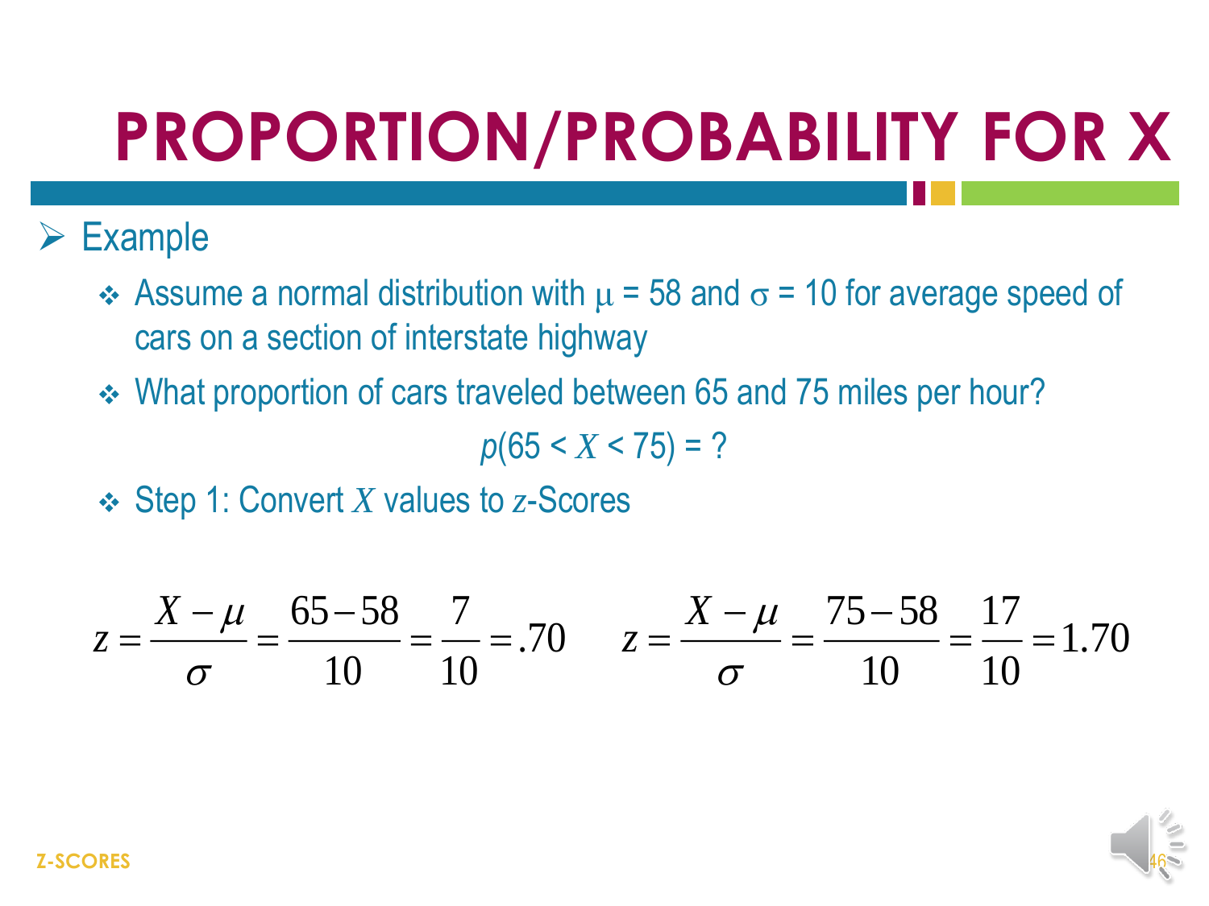# PROPORTION/PROBABILITY FOR X

- Example
  - Assume a normal distribution with $\mu$ = 58 and $\sigma$ = 10 for average speed of cars on a section of interstate highway
  - What proportion of cars traveled between 65 and 75 miles per hour?

    $$p(65 < X < 75) = ?$$

  - Step 1: Convert $X$ values to $z$-Scores

$$z = \frac{X - \mu}{\sigma} = \frac{65 - 58}{10} = \frac{7}{10} = .70 \qquad z = \frac{X - \mu}{\sigma} = \frac{75 - 58}{10} = \frac{17}{10} = 1.70$$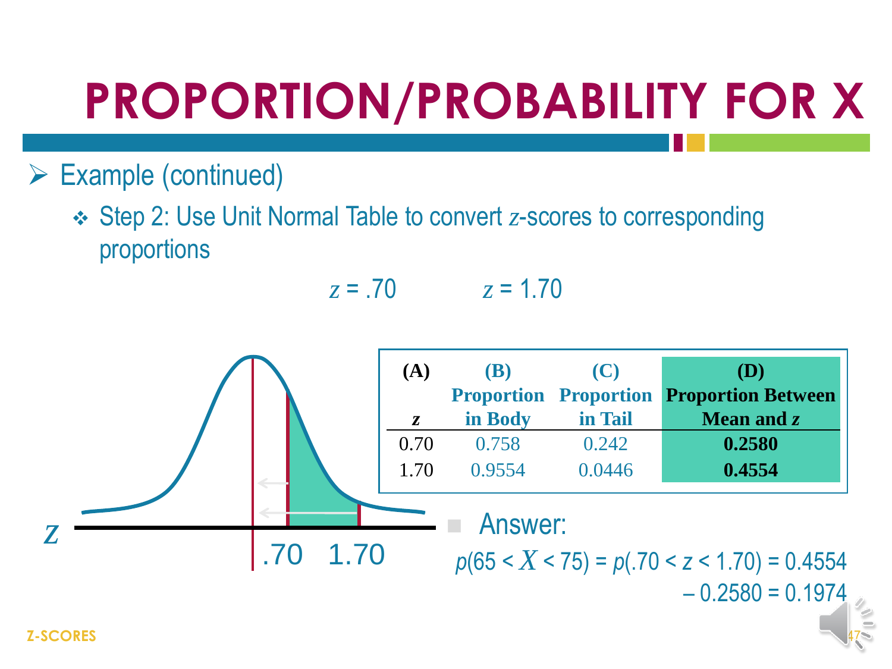# PROPORTION/PROBABILITY FOR X

- Example (continued)
  - Step 2: Use Unit Normal Table to convert $z$-scores to corresponding proportions

$z = .70 \qquad z = 1.70$

| (A) $z$ | (B) Proportion in Body | (C) Proportion in Tail | (D) Proportion Between Mean and $z$ |
|---|---|---|---|
| 0.70 | 0.758 | 0.242 | **0.2580** |
| 1.70 | 0.9554 | 0.0446 | **0.4554** |

- Answer:

$p(65 < X < 75) = p(.70 < z < 1.70) = 0.4554 - 0.2580 = 0.1974$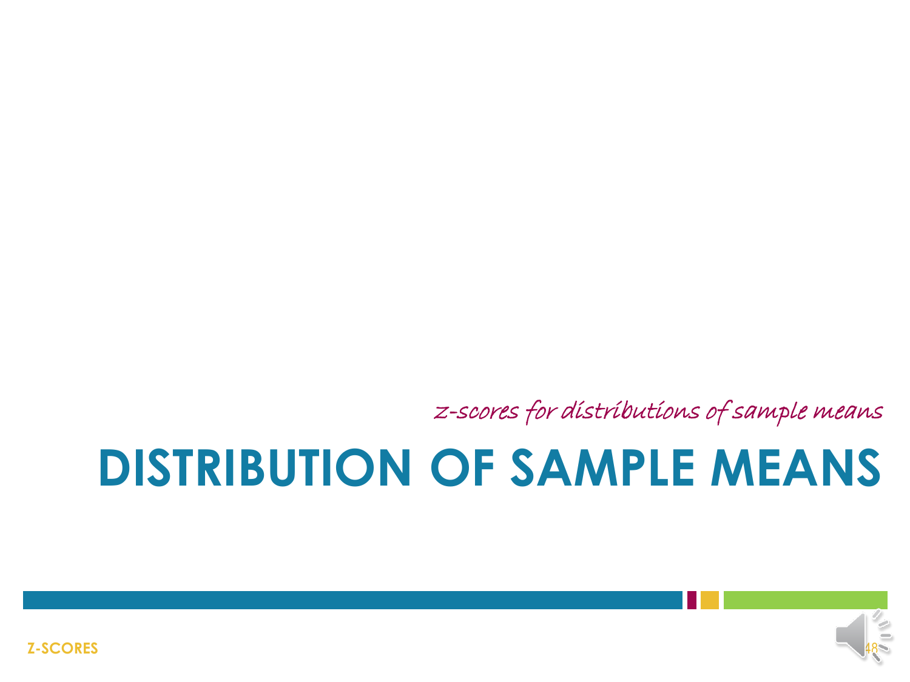*z-scores for distributions of sample means*

# DISTRIBUTION OF SAMPLE MEANS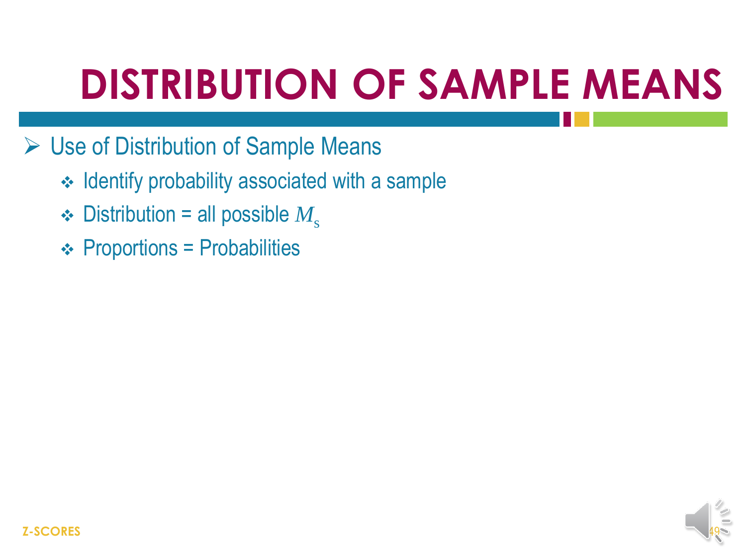# DISTRIBUTION OF SAMPLE MEANS

- Use of Distribution of Sample Means
  - Identify probability associated with a sample
  - Distribution = all possible $M_s$
  - Proportions = Probabilities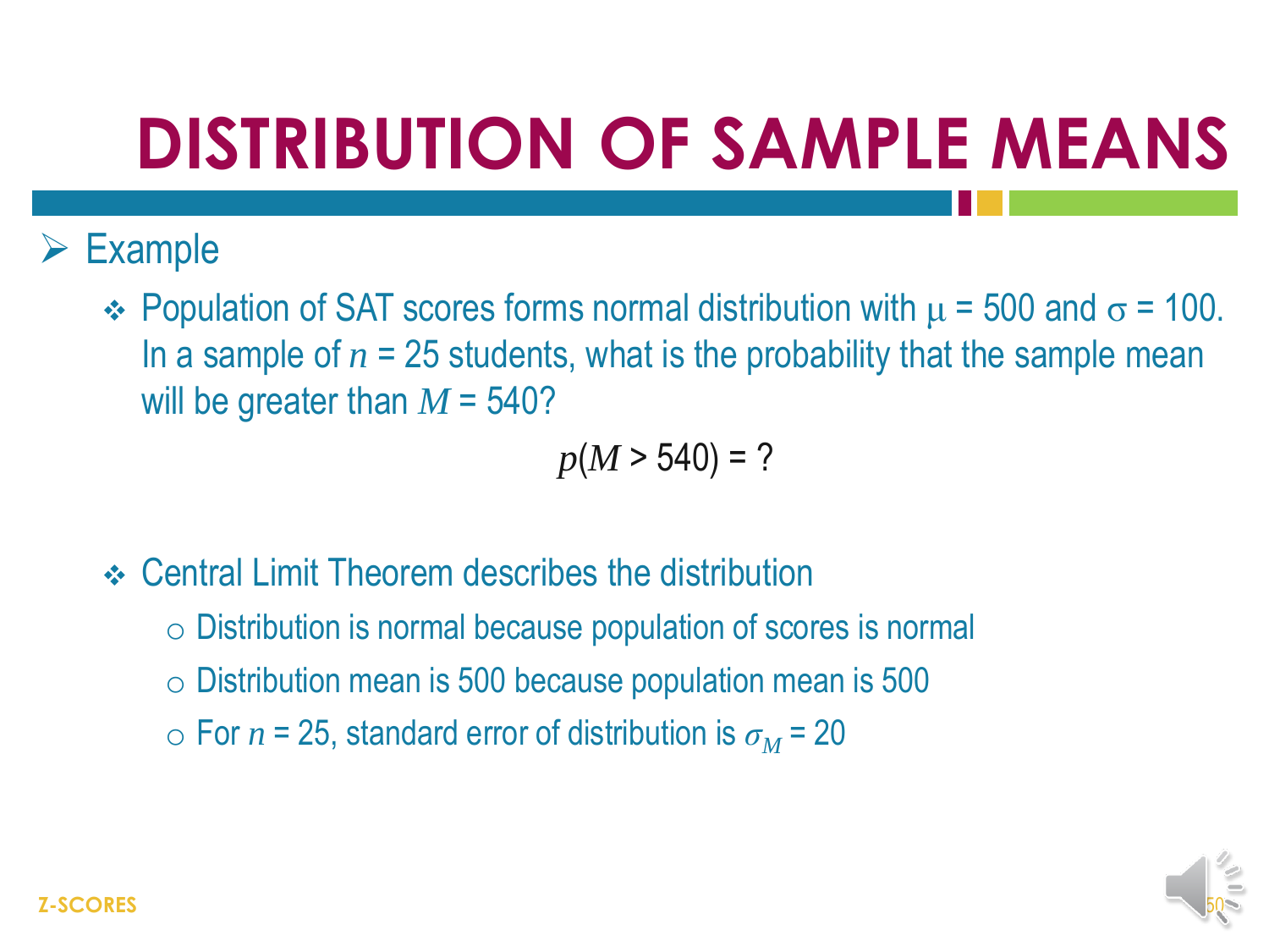# DISTRIBUTION OF SAMPLE MEANS

- Example
  - Population of SAT scores forms normal distribution with $\mu = 500$ and $\sigma = 100$. In a sample of $n = 25$ students, what is the probability that the sample mean will be greater than $M = 540$?

$$p(M > 540) = ?$$

  - Central Limit Theorem describes the distribution
    - Distribution is normal because population of scores is normal
    - Distribution mean is 500 because population mean is 500
    - For $n = 25$, standard error of distribution is $\sigma_M = 20$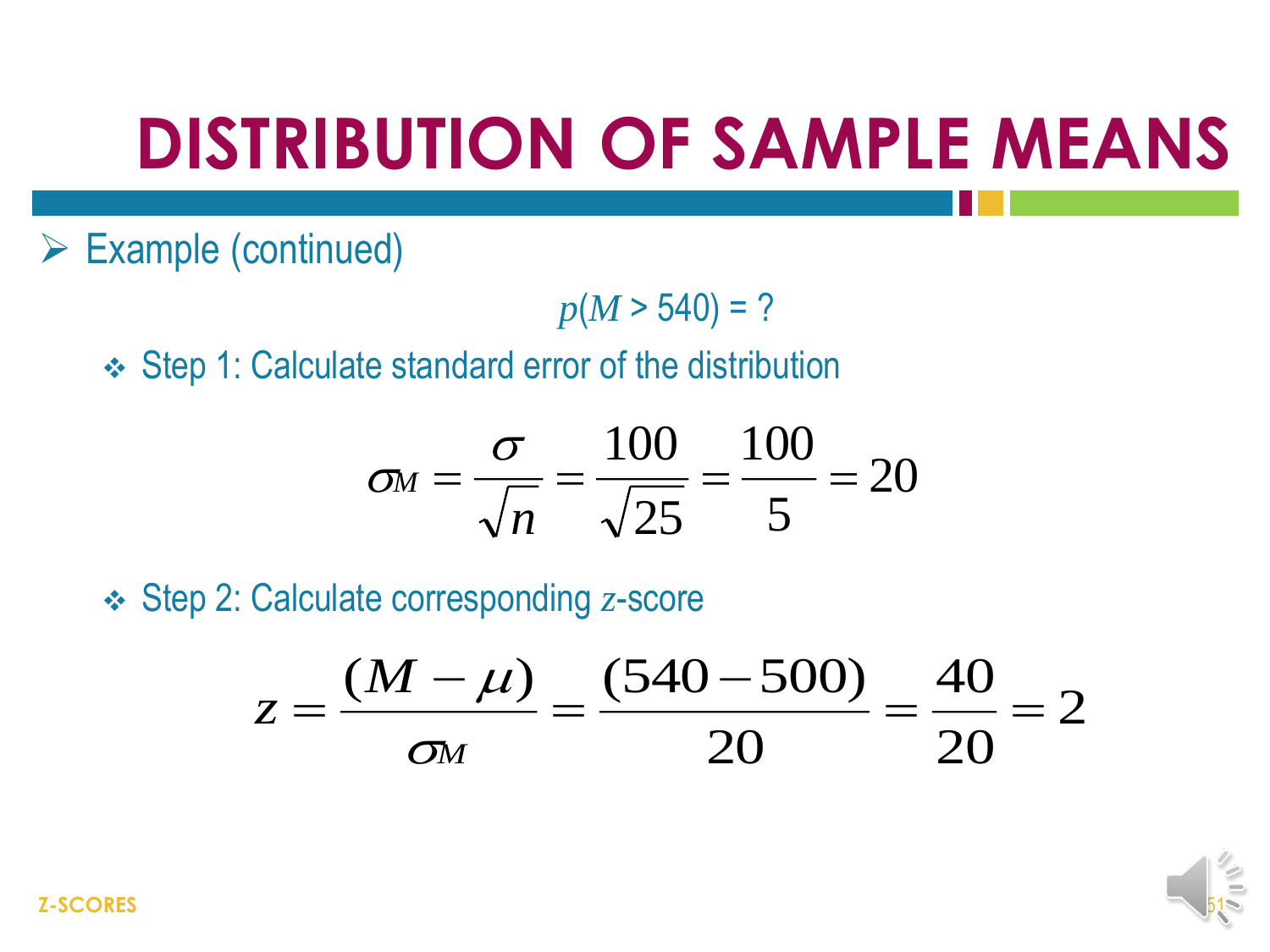# DISTRIBUTION OF SAMPLE MEANS

- Example (continued)

$$p(M > 540) = ?$$

- Step 1: Calculate standard error of the distribution

$$\sigma_M = \frac{\sigma}{\sqrt{n}} = \frac{100}{\sqrt{25}} = \frac{100}{5} = 20$$

- Step 2: Calculate corresponding $z$-score

$$z = \frac{(M - \mu)}{\sigma_M} = \frac{(540 - 500)}{20} = \frac{40}{20} = 2$$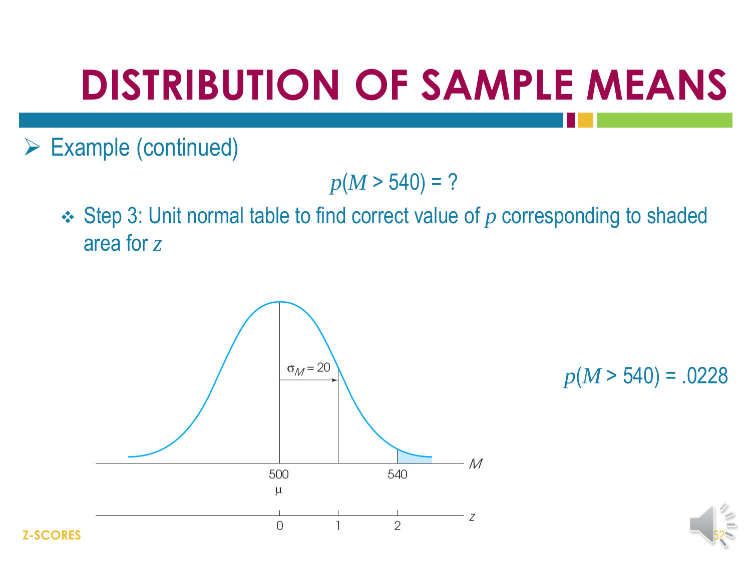# DISTRIBUTION OF SAMPLE MEANS

- Example (continued)

$$p(M > 540) = ?$$

  - Step 3: Unit normal table to find correct value of $p$ corresponding to shaded area for $z$

$\sigma_M = 20$

$M$: 500 ($\mu$), 540

$z$: 0, 1, 2

$p(M > 540) = .0228$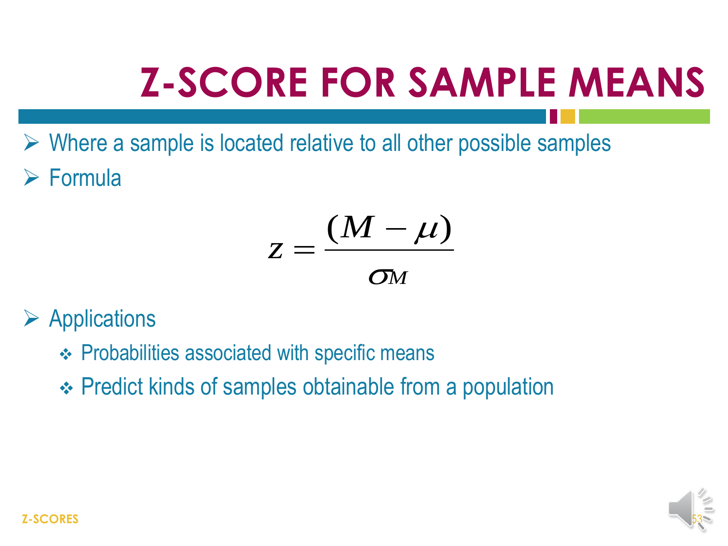# Z-SCORE FOR SAMPLE MEANS

- Where a sample is located relative to all other possible samples
- Formula

$$z = \frac{(M - \mu)}{\sigma_M}$$

- Applications
  - Probabilities associated with specific means
  - Predict kinds of samples obtainable from a population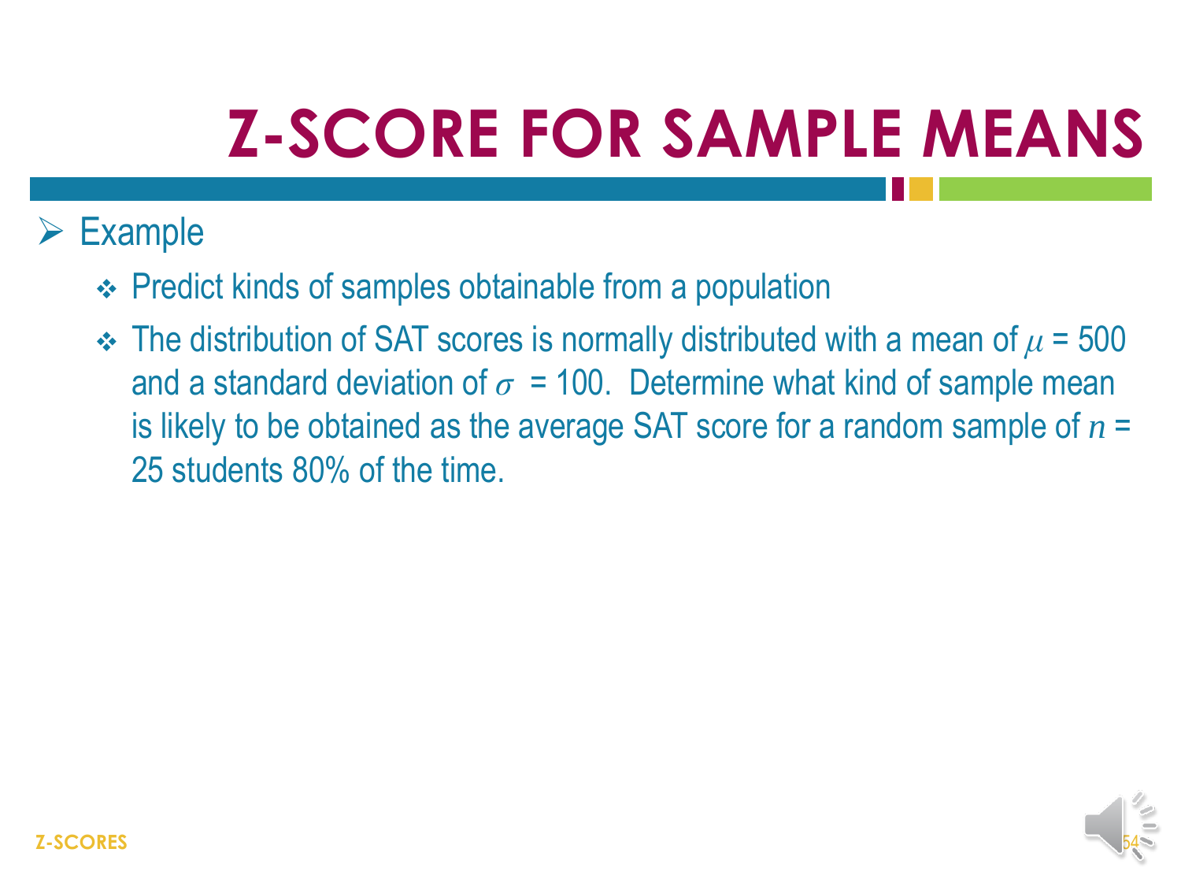# Z-SCORE FOR SAMPLE MEANS

- Example
  - Predict kinds of samples obtainable from a population
  - The distribution of SAT scores is normally distributed with a mean of $\mu$ = 500 and a standard deviation of $\sigma$ = 100. Determine what kind of sample mean is likely to be obtained as the average SAT score for a random sample of $n$ = 25 students 80% of the time.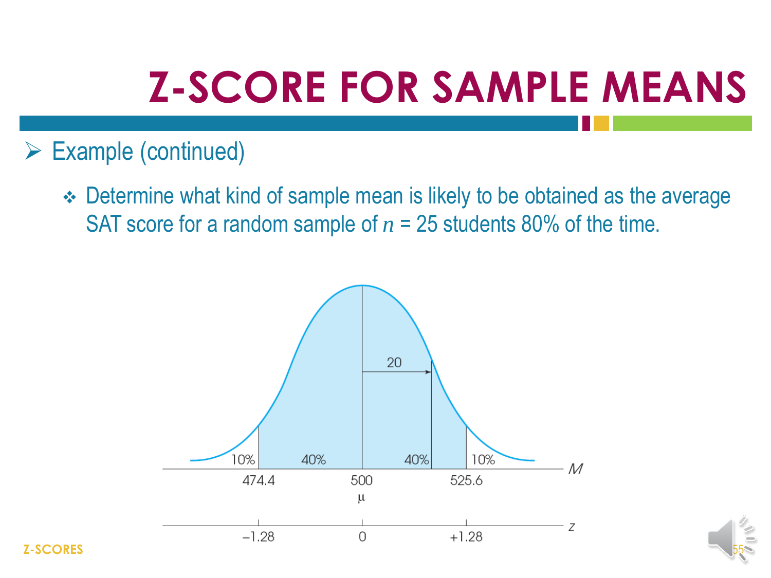# Z-SCORE FOR SAMPLE MEANS

- Example (continued)
  - Determine what kind of sample mean is likely to be obtained as the average SAT score for a random sample of $n$ = 25 students 80% of the time.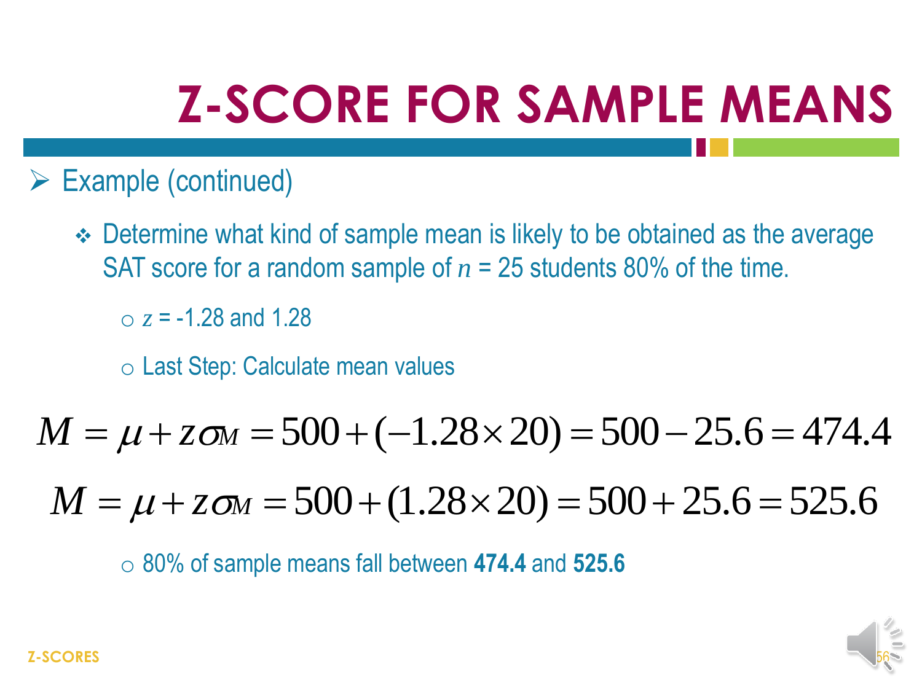# Z-SCORE FOR SAMPLE MEANS

- Example (continued)
  - Determine what kind of sample mean is likely to be obtained as the average SAT score for a random sample of $n$ = 25 students 80% of the time.
    - $z$ = -1.28 and 1.28
    - Last Step: Calculate mean values

$$M = \mu + z\sigma_M = 500 + (-1.28 \times 20) = 500 - 25.6 = 474.4$$

$$M = \mu + z\sigma_M = 500 + (1.28 \times 20) = 500 + 25.6 = 525.6$$

- 80% of sample means fall between **474.4** and **525.6**